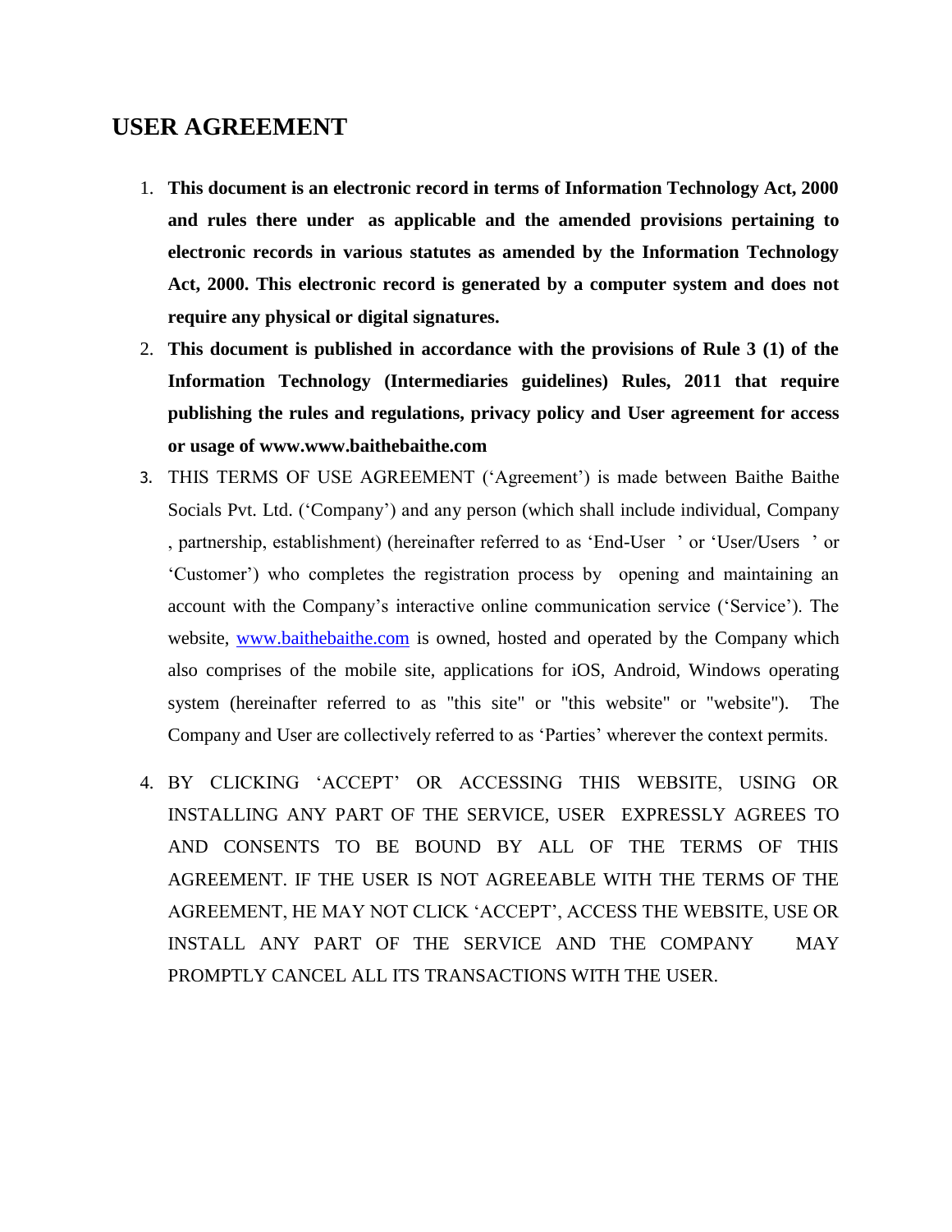# USER AGREEMENT

1. **This document is an electronic record in terms of Information Technology Act, 2000 and rules there under as applicable and the amended provisions pertaining to electronic records in various statutes as amended by the Information Technology Act, 2000. This electronic record is generated by a computer system and does not require any physical or digital signatures.**
2. **This document is published in accordance with the provisions of Rule 3 (1) of the Information Technology (Intermediaries guidelines) Rules, 2011 that require publishing the rules and regulations, privacy policy and User agreement for access or usage of www.www.baithebaithe.com**
3. THIS TERMS OF USE AGREEMENT ('Agreement') is made between Baithe Baithe Socials Pvt. Ltd. ('Company') and any person (which shall include individual, Company , partnership, establishment) (hereinafter referred to as 'End-User ' or 'User/Users ' or 'Customer') who completes the registration process by opening and maintaining an account with the Company's interactive online communication service ('Service'). The website, www.baithebaithe.com is owned, hosted and operated by the Company which also comprises of the mobile site, applications for iOS, Android, Windows operating system (hereinafter referred to as "this site" or "this website" or "website"). The Company and User are collectively referred to as 'Parties' wherever the context permits.
4. BY CLICKING 'ACCEPT' OR ACCESSING THIS WEBSITE, USING OR INSTALLING ANY PART OF THE SERVICE, USER EXPRESSLY AGREES TO AND CONSENTS TO BE BOUND BY ALL OF THE TERMS OF THIS AGREEMENT. IF THE USER IS NOT AGREEABLE WITH THE TERMS OF THE AGREEMENT, HE MAY NOT CLICK 'ACCEPT', ACCESS THE WEBSITE, USE OR INSTALL ANY PART OF THE SERVICE AND THE COMPANY MAY PROMPTLY CANCEL ALL ITS TRANSACTIONS WITH THE USER.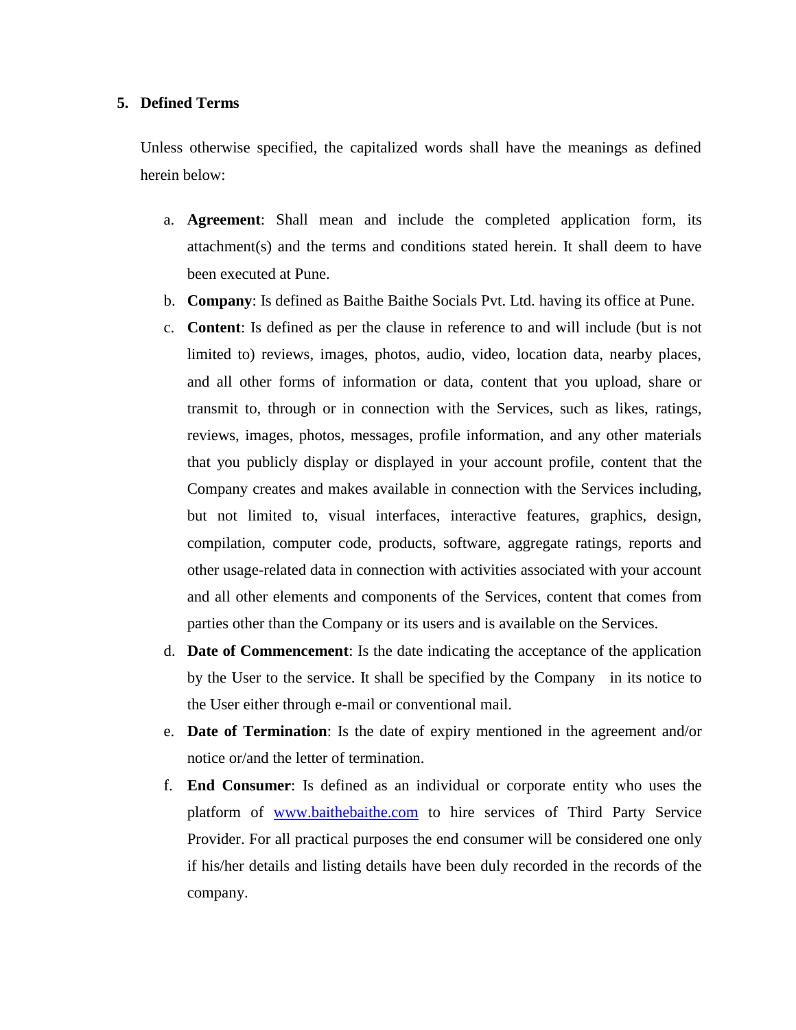## 5. Defined Terms

Unless otherwise specified, the capitalized words shall have the meanings as defined herein below:

a. **Agreement**: Shall mean and include the completed application form, its attachment(s) and the terms and conditions stated herein. It shall deem to have been executed at Pune.

b. **Company**: Is defined as Baithe Baithe Socials Pvt. Ltd. having its office at Pune.

c. **Content**: Is defined as per the clause in reference to and will include (but is not limited to) reviews, images, photos, audio, video, location data, nearby places, and all other forms of information or data, content that you upload, share or transmit to, through or in connection with the Services, such as likes, ratings, reviews, images, photos, messages, profile information, and any other materials that you publicly display or displayed in your account profile, content that the Company creates and makes available in connection with the Services including, but not limited to, visual interfaces, interactive features, graphics, design, compilation, computer code, products, software, aggregate ratings, reports and other usage-related data in connection with activities associated with your account and all other elements and components of the Services, content that comes from parties other than the Company or its users and is available on the Services.

d. **Date of Commencement**: Is the date indicating the acceptance of the application by the User to the service. It shall be specified by the Company in its notice to the User either through e-mail or conventional mail.

e. **Date of Termination**: Is the date of expiry mentioned in the agreement and/or notice or/and the letter of termination.

f. **End Consumer**: Is defined as an individual or corporate entity who uses the platform of [www.baithebaithe.com](http://www.baithebaithe.com) to hire services of Third Party Service Provider. For all practical purposes the end consumer will be considered one only if his/her details and listing details have been duly recorded in the records of the company.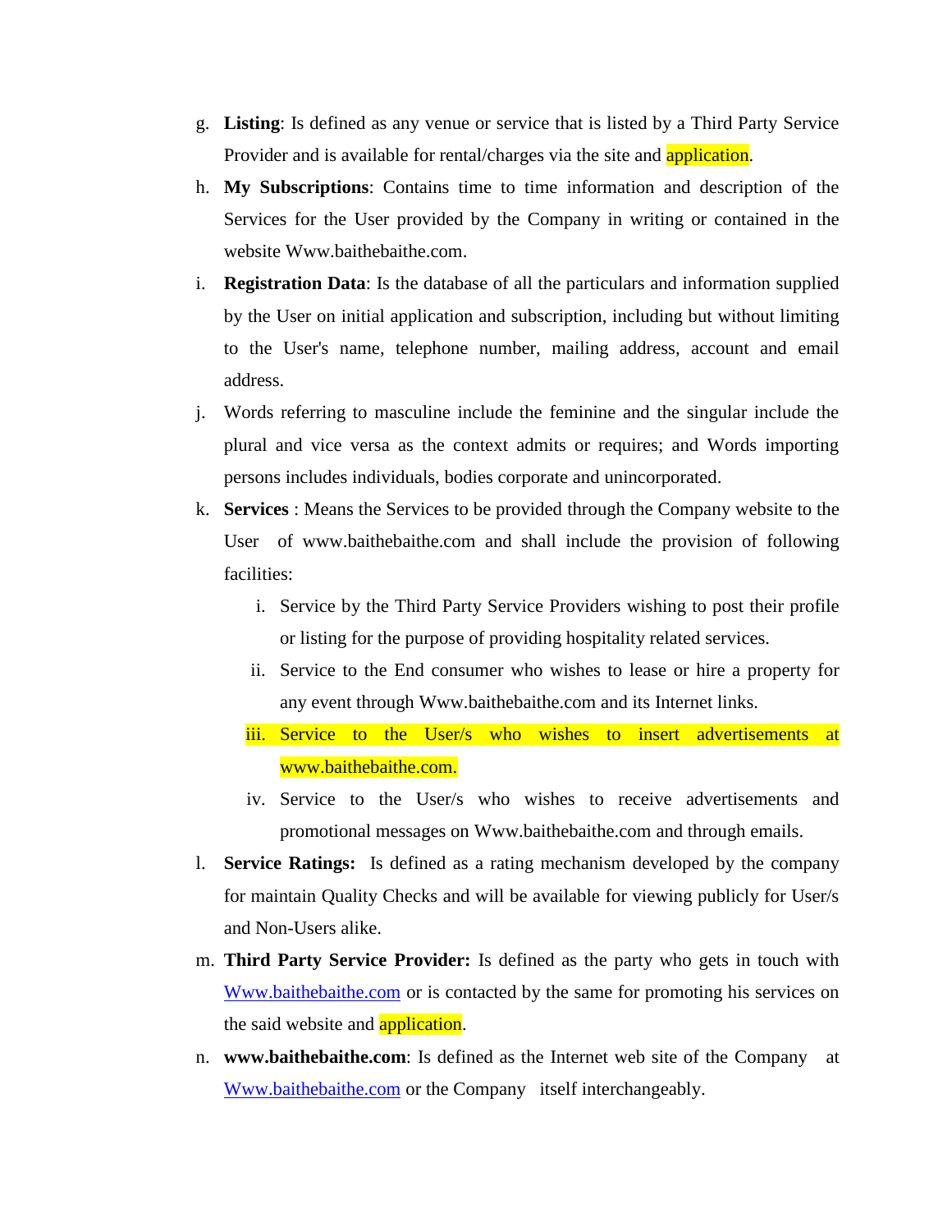g. **Listing**: Is defined as any venue or service that is listed by a Third Party Service Provider and is available for rental/charges via the site and application.

h. **My Subscriptions**: Contains time to time information and description of the Services for the User provided by the Company in writing or contained in the website Www.baithebaithe.com.

i. **Registration Data**: Is the database of all the particulars and information supplied by the User on initial application and subscription, including but without limiting to the User's name, telephone number, mailing address, account and email address.

j. Words referring to masculine include the feminine and the singular include the plural and vice versa as the context admits or requires; and Words importing persons includes individuals, bodies corporate and unincorporated.

k. **Services** : Means the Services to be provided through the Company website to the User of www.baithebaithe.com and shall include the provision of following facilities:

   i. Service by the Third Party Service Providers wishing to post their profile or listing for the purpose of providing hospitality related services.

   ii. Service to the End consumer who wishes to lease or hire a property for any event through Www.baithebaithe.com and its Internet links.

   iii. Service to the User/s who wishes to insert advertisements at www.baithebaithe.com.

   iv. Service to the User/s who wishes to receive advertisements and promotional messages on Www.baithebaithe.com and through emails.

l. **Service Ratings:** Is defined as a rating mechanism developed by the company for maintain Quality Checks and will be available for viewing publicly for User/s and Non-Users alike.

m. **Third Party Service Provider:** Is defined as the party who gets in touch with Www.baithebaithe.com or is contacted by the same for promoting his services on the said website and application.

n. **www.baithebaithe.com**: Is defined as the Internet web site of the Company at Www.baithebaithe.com or the Company itself interchangeably.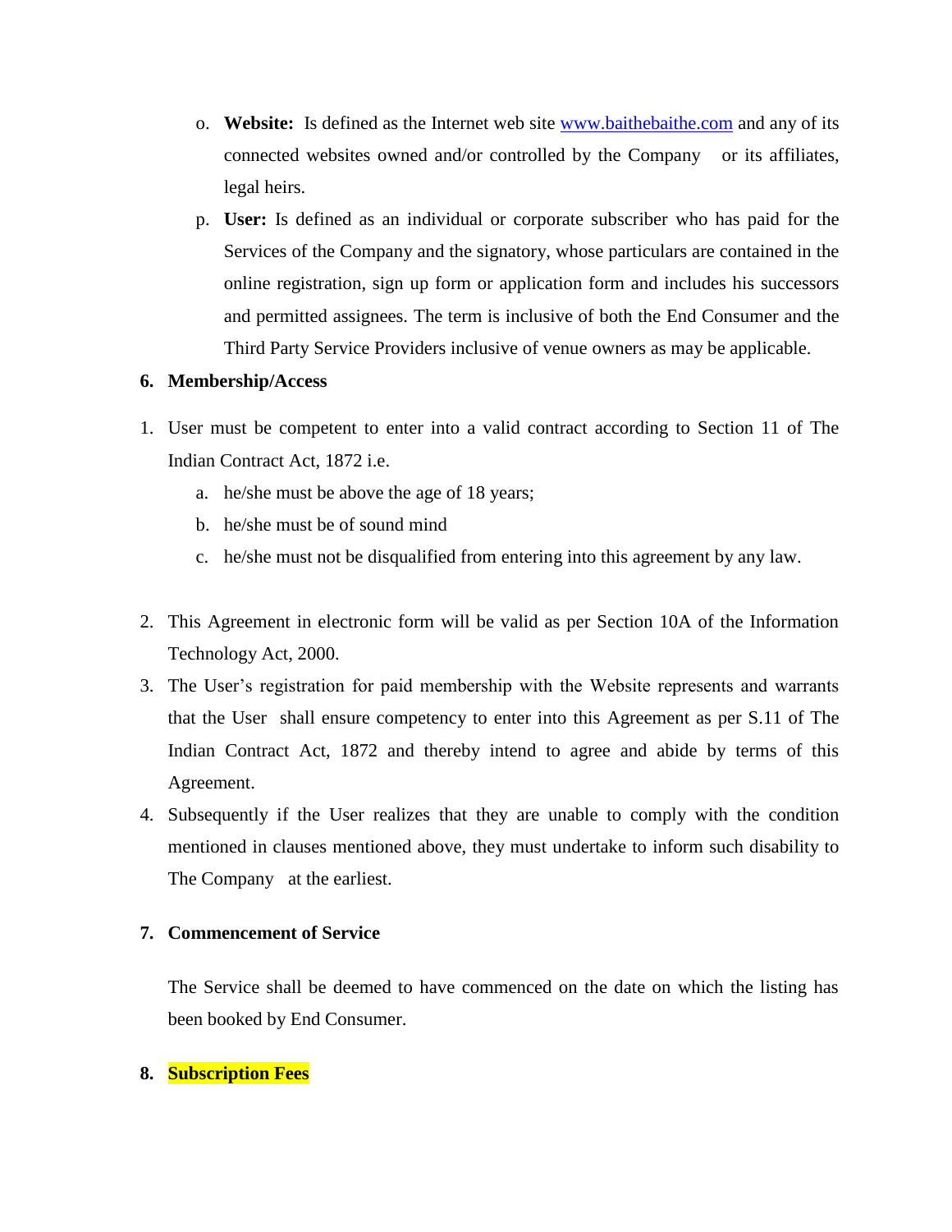o. **Website:** Is defined as the Internet web site [www.baithebaithe.com](http://www.baithebaithe.com) and any of its connected websites owned and/or controlled by the Company or its affiliates, legal heirs.

p. **User:** Is defined as an individual or corporate subscriber who has paid for the Services of the Company and the signatory, whose particulars are contained in the online registration, sign up form or application form and includes his successors and permitted assignees. The term is inclusive of both the End Consumer and the Third Party Service Providers inclusive of venue owners as may be applicable.

**6. Membership/Access**

1. User must be competent to enter into a valid contract according to Section 11 of The Indian Contract Act, 1872 i.e.
   a. he/she must be above the age of 18 years;
   b. he/she must be of sound mind
   c. he/she must not be disqualified from entering into this agreement by any law.

2. This Agreement in electronic form will be valid as per Section 10A of the Information Technology Act, 2000.
3. The User's registration for paid membership with the Website represents and warrants that the User shall ensure competency to enter into this Agreement as per S.11 of The Indian Contract Act, 1872 and thereby intend to agree and abide by terms of this Agreement.
4. Subsequently if the User realizes that they are unable to comply with the condition mentioned in clauses mentioned above, they must undertake to inform such disability to The Company at the earliest.

**7. Commencement of Service**

The Service shall be deemed to have commenced on the date on which the listing has been booked by End Consumer.

**8. Subscription Fees**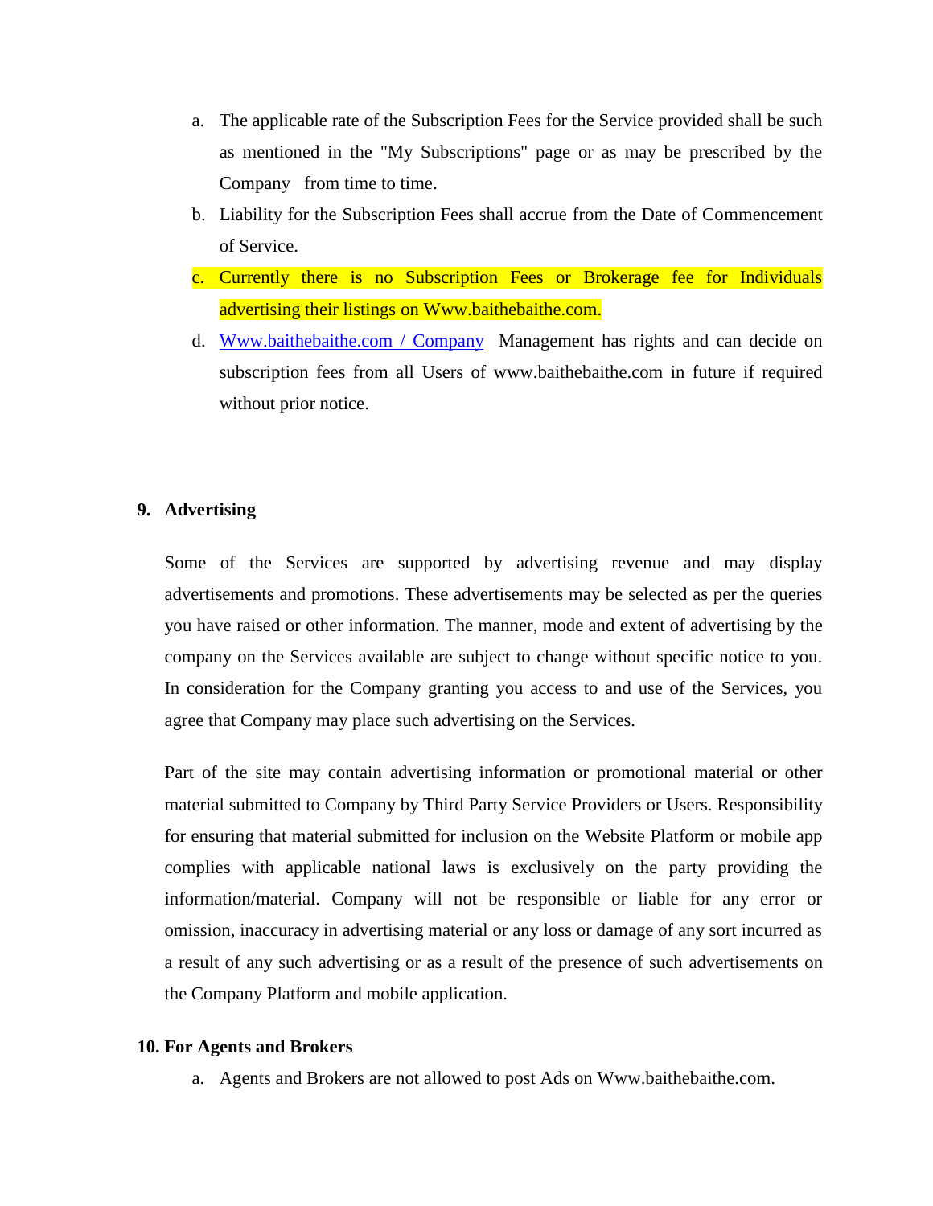a. The applicable rate of the Subscription Fees for the Service provided shall be such as mentioned in the "My Subscriptions" page or as may be prescribed by the Company from time to time.
b. Liability for the Subscription Fees shall accrue from the Date of Commencement of Service.
c. Currently there is no Subscription Fees or Brokerage fee for Individuals advertising their listings on Www.baithebaithe.com.
d. Www.baithebaithe.com / Company Management has rights and can decide on subscription fees from all Users of www.baithebaithe.com in future if required without prior notice.

**9. Advertising**

Some of the Services are supported by advertising revenue and may display advertisements and promotions. These advertisements may be selected as per the queries you have raised or other information. The manner, mode and extent of advertising by the company on the Services available are subject to change without specific notice to you. In consideration for the Company granting you access to and use of the Services, you agree that Company may place such advertising on the Services.

Part of the site may contain advertising information or promotional material or other material submitted to Company by Third Party Service Providers or Users. Responsibility for ensuring that material submitted for inclusion on the Website Platform or mobile app complies with applicable national laws is exclusively on the party providing the information/material. Company will not be responsible or liable for any error or omission, inaccuracy in advertising material or any loss or damage of any sort incurred as a result of any such advertising or as a result of the presence of such advertisements on the Company Platform and mobile application.

**10. For Agents and Brokers**

a. Agents and Brokers are not allowed to post Ads on Www.baithebaithe.com.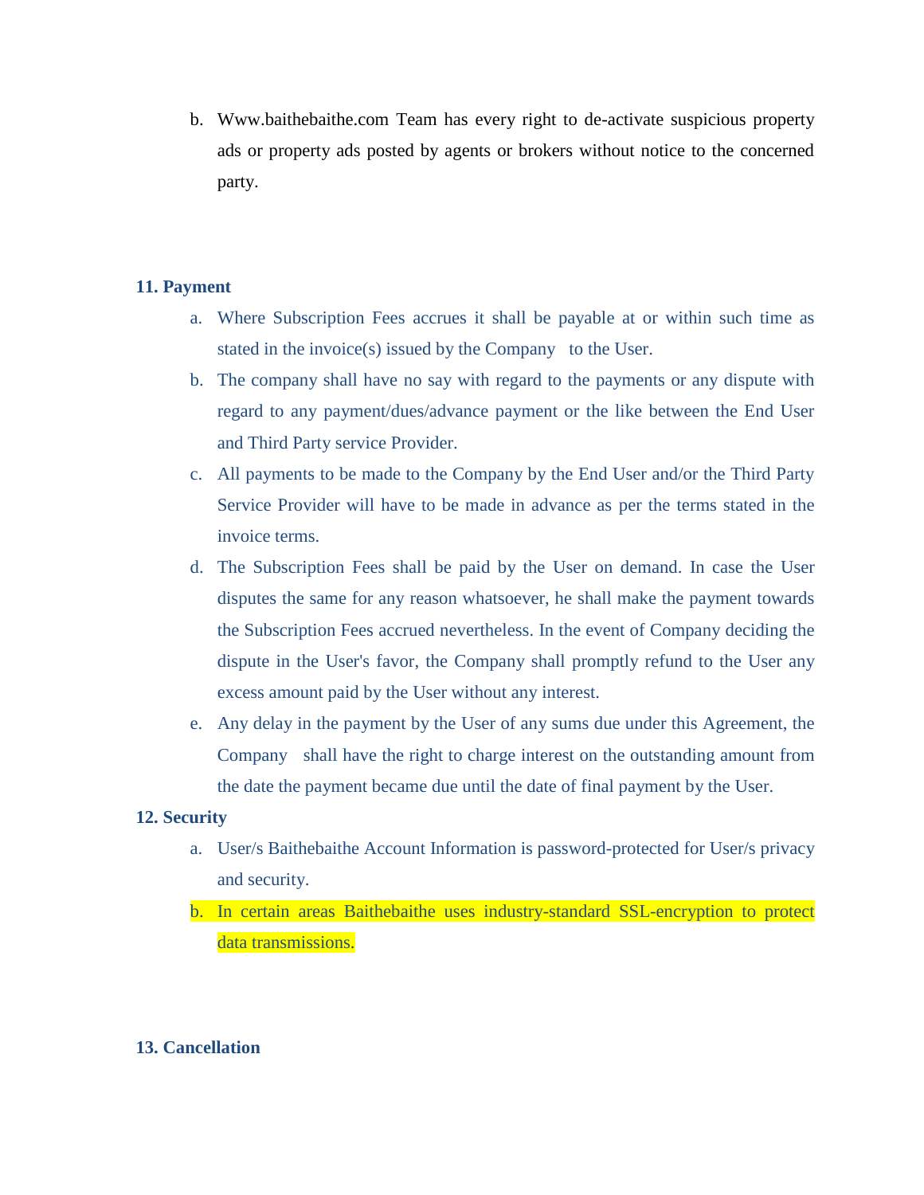b. Www.baithebaithe.com Team has every right to de-activate suspicious property ads or property ads posted by agents or brokers without notice to the concerned party.

**11. Payment**

a. Where Subscription Fees accrues it shall be payable at or within such time as stated in the invoice(s) issued by the Company to the User.

b. The company shall have no say with regard to the payments or any dispute with regard to any payment/dues/advance payment or the like between the End User and Third Party service Provider.

c. All payments to be made to the Company by the End User and/or the Third Party Service Provider will have to be made in advance as per the terms stated in the invoice terms.

d. The Subscription Fees shall be paid by the User on demand. In case the User disputes the same for any reason whatsoever, he shall make the payment towards the Subscription Fees accrued nevertheless. In the event of Company deciding the dispute in the User's favor, the Company shall promptly refund to the User any excess amount paid by the User without any interest.

e. Any delay in the payment by the User of any sums due under this Agreement, the Company shall have the right to charge interest on the outstanding amount from the date the payment became due until the date of final payment by the User.

**12. Security**

a. User/s Baithebaithe Account Information is password-protected for User/s privacy and security.

b. In certain areas Baithebaithe uses industry-standard SSL-encryption to protect data transmissions.

**13. Cancellation**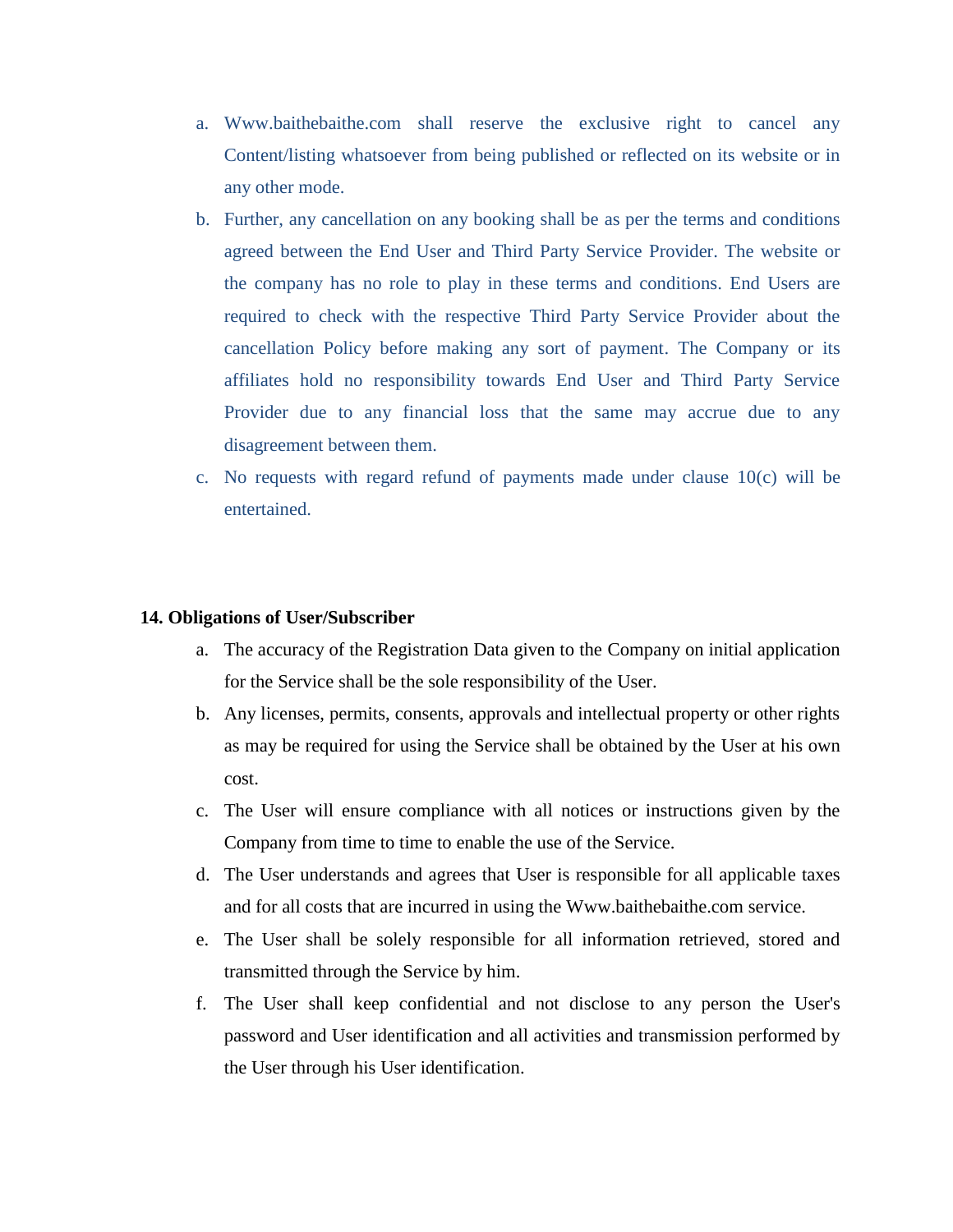a. Www.baithebaithe.com shall reserve the exclusive right to cancel any Content/listing whatsoever from being published or reflected on its website or in any other mode.
b. Further, any cancellation on any booking shall be as per the terms and conditions agreed between the End User and Third Party Service Provider. The website or the company has no role to play in these terms and conditions. End Users are required to check with the respective Third Party Service Provider about the cancellation Policy before making any sort of payment. The Company or its affiliates hold no responsibility towards End User and Third Party Service Provider due to any financial loss that the same may accrue due to any disagreement between them.
c. No requests with regard refund of payments made under clause 10(c) will be entertained.

**14. Obligations of User/Subscriber**

a. The accuracy of the Registration Data given to the Company on initial application for the Service shall be the sole responsibility of the User.
b. Any licenses, permits, consents, approvals and intellectual property or other rights as may be required for using the Service shall be obtained by the User at his own cost.
c. The User will ensure compliance with all notices or instructions given by the Company from time to time to enable the use of the Service.
d. The User understands and agrees that User is responsible for all applicable taxes and for all costs that are incurred in using the Www.baithebaithe.com service.
e. The User shall be solely responsible for all information retrieved, stored and transmitted through the Service by him.
f. The User shall keep confidential and not disclose to any person the User's password and User identification and all activities and transmission performed by the User through his User identification.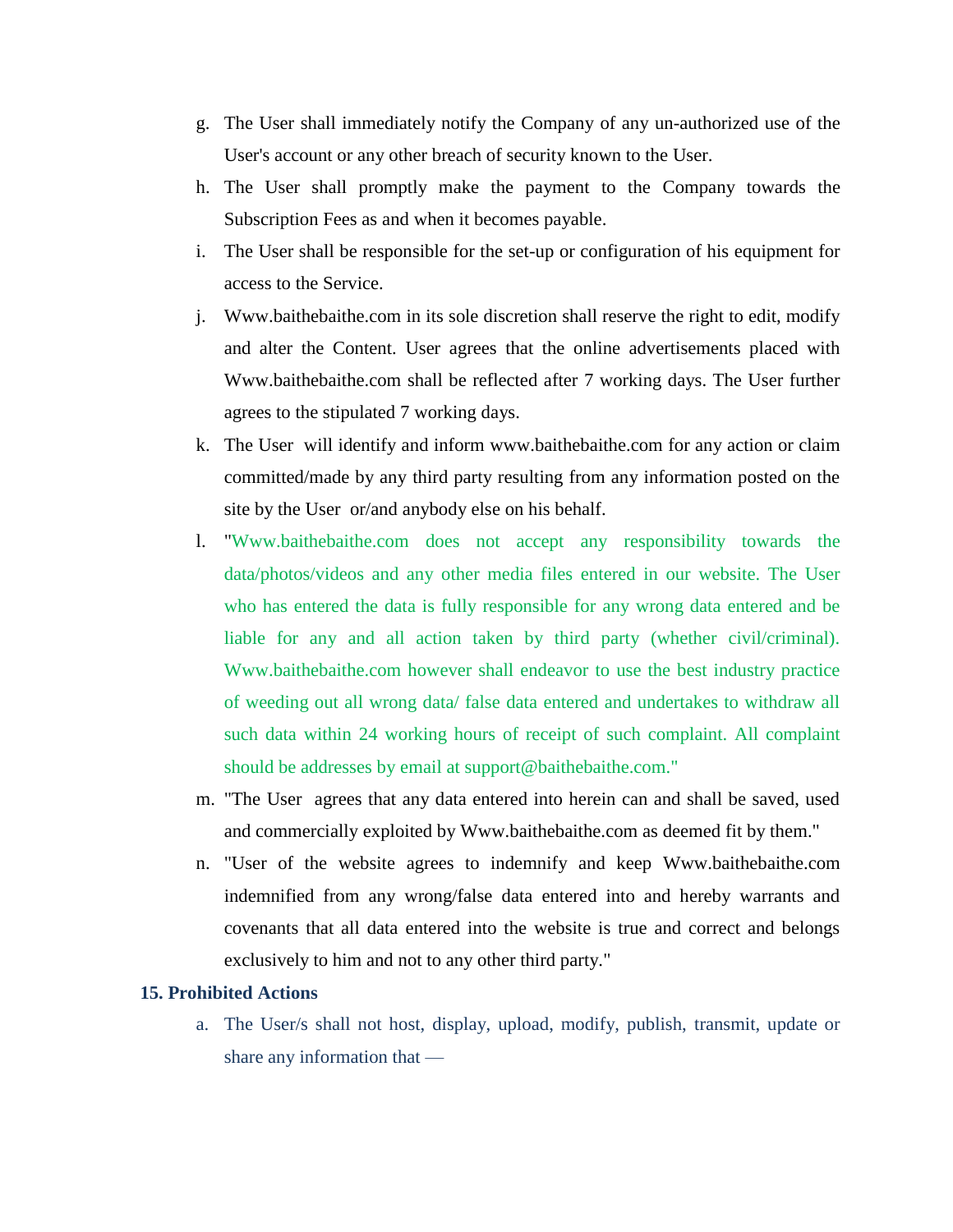g. The User shall immediately notify the Company of any un-authorized use of the User's account or any other breach of security known to the User.

h. The User shall promptly make the payment to the Company towards the Subscription Fees as and when it becomes payable.

i. The User shall be responsible for the set-up or configuration of his equipment for access to the Service.

j. Www.baithebaithe.com in its sole discretion shall reserve the right to edit, modify and alter the Content. User agrees that the online advertisements placed with Www.baithebaithe.com shall be reflected after 7 working days. The User further agrees to the stipulated 7 working days.

k. The User will identify and inform www.baithebaithe.com for any action or claim committed/made by any third party resulting from any information posted on the site by the User or/and anybody else on his behalf.

l. "Www.baithebaithe.com does not accept any responsibility towards the data/photos/videos and any other media files entered in our website. The User who has entered the data is fully responsible for any wrong data entered and be liable for any and all action taken by third party (whether civil/criminal). Www.baithebaithe.com however shall endeavor to use the best industry practice of weeding out all wrong data/ false data entered and undertakes to withdraw all such data within 24 working hours of receipt of such complaint. All complaint should be addresses by email at support@baithebaithe.com."

m. "The User agrees that any data entered into herein can and shall be saved, used and commercially exploited by Www.baithebaithe.com as deemed fit by them."

n. "User of the website agrees to indemnify and keep Www.baithebaithe.com indemnified from any wrong/false data entered into and hereby warrants and covenants that all data entered into the website is true and correct and belongs exclusively to him and not to any other third party."

## 15. Prohibited Actions

a. The User/s shall not host, display, upload, modify, publish, transmit, update or share any information that —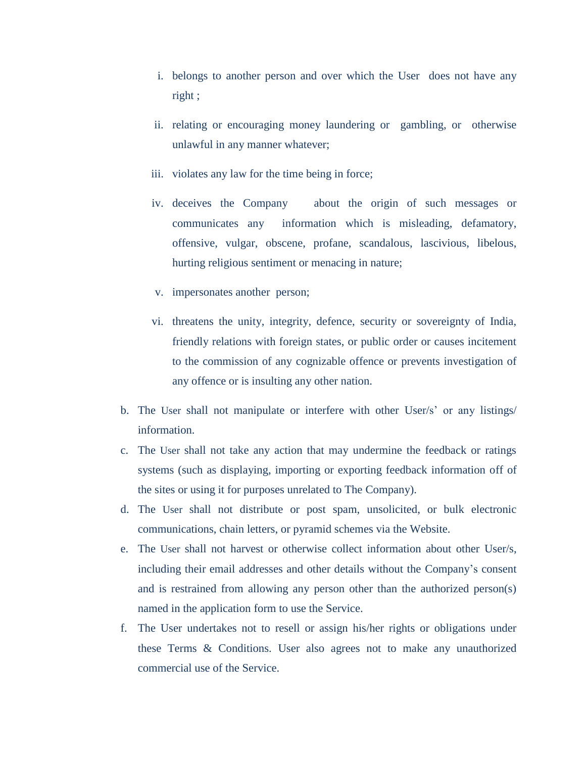i. belongs to another person and over which the User does not have any right ;

   ii. relating or encouraging money laundering or gambling, or otherwise unlawful in any manner whatever;

   iii. violates any law for the time being in force;

   iv. deceives the Company about the origin of such messages or communicates any information which is misleading, defamatory, offensive, vulgar, obscene, profane, scandalous, lascivious, libelous, hurting religious sentiment or menacing in nature;

   v. impersonates another person;

   vi. threatens the unity, integrity, defence, security or sovereignty of India, friendly relations with foreign states, or public order or causes incitement to the commission of any cognizable offence or prevents investigation of any offence or is insulting any other nation.

b. The User shall not manipulate or interfere with other User/s' or any listings/ information.

c. The User shall not take any action that may undermine the feedback or ratings systems (such as displaying, importing or exporting feedback information off of the sites or using it for purposes unrelated to The Company).

d. The User shall not distribute or post spam, unsolicited, or bulk electronic communications, chain letters, or pyramid schemes via the Website.

e. The User shall not harvest or otherwise collect information about other User/s, including their email addresses and other details without the Company's consent and is restrained from allowing any person other than the authorized person(s) named in the application form to use the Service.

f. The User undertakes not to resell or assign his/her rights or obligations under these Terms & Conditions. User also agrees not to make any unauthorized commercial use of the Service.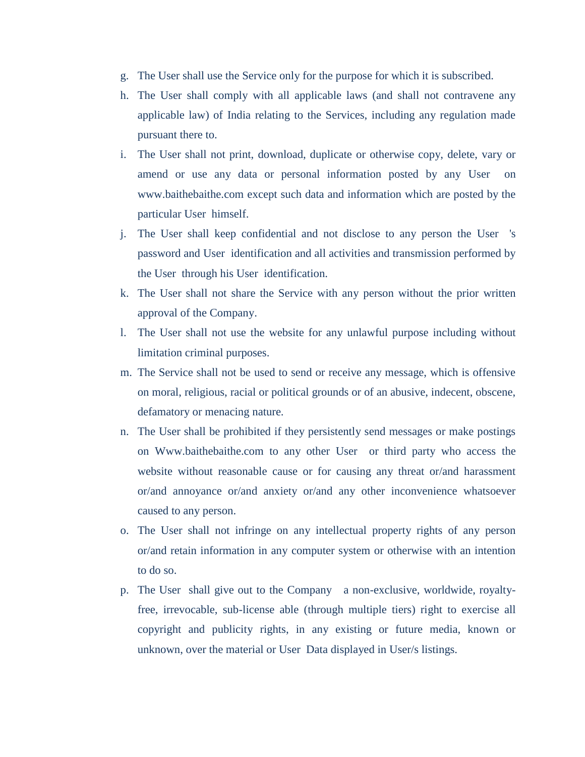g. The User shall use the Service only for the purpose for which it is subscribed.

h. The User shall comply with all applicable laws (and shall not contravene any applicable law) of India relating to the Services, including any regulation made pursuant there to.

i. The User shall not print, download, duplicate or otherwise copy, delete, vary or amend or use any data or personal information posted by any User on www.baithebaithe.com except such data and information which are posted by the particular User himself.

j. The User shall keep confidential and not disclose to any person the User 's password and User identification and all activities and transmission performed by the User through his User identification.

k. The User shall not share the Service with any person without the prior written approval of the Company.

l. The User shall not use the website for any unlawful purpose including without limitation criminal purposes.

m. The Service shall not be used to send or receive any message, which is offensive on moral, religious, racial or political grounds or of an abusive, indecent, obscene, defamatory or menacing nature.

n. The User shall be prohibited if they persistently send messages or make postings on Www.baithebaithe.com to any other User or third party who access the website without reasonable cause or for causing any threat or/and harassment or/and annoyance or/and anxiety or/and any other inconvenience whatsoever caused to any person.

o. The User shall not infringe on any intellectual property rights of any person or/and retain information in any computer system or otherwise with an intention to do so.

p. The User shall give out to the Company a non-exclusive, worldwide, royalty-free, irrevocable, sub-license able (through multiple tiers) right to exercise all copyright and publicity rights, in any existing or future media, known or unknown, over the material or User Data displayed in User/s listings.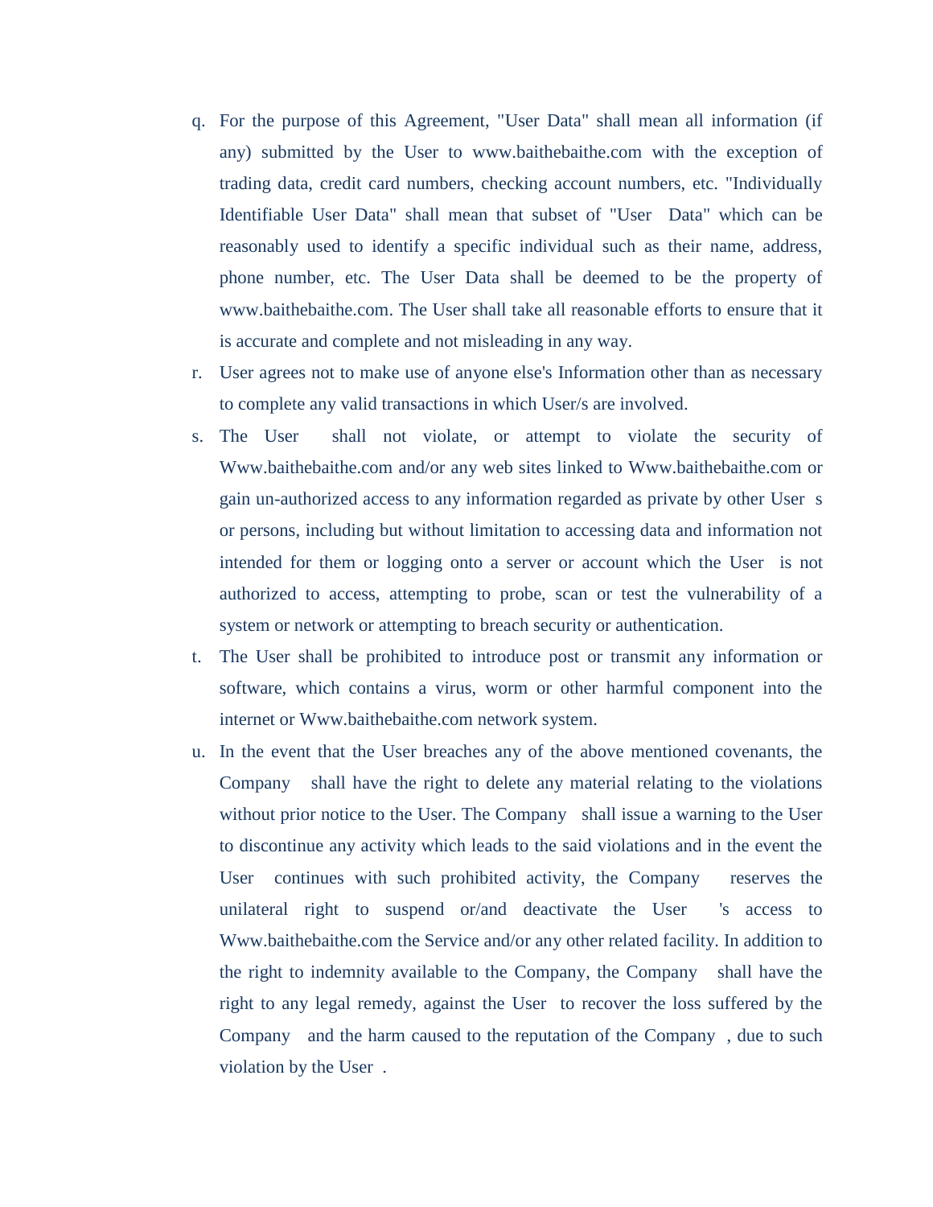q. For the purpose of this Agreement, "User Data" shall mean all information (if any) submitted by the User to www.baithebaithe.com with the exception of trading data, credit card numbers, checking account numbers, etc. "Individually Identifiable User Data" shall mean that subset of "User Data" which can be reasonably used to identify a specific individual such as their name, address, phone number, etc. The User Data shall be deemed to be the property of www.baithebaithe.com. The User shall take all reasonable efforts to ensure that it is accurate and complete and not misleading in any way.

r. User agrees not to make use of anyone else's Information other than as necessary to complete any valid transactions in which User/s are involved.

s. The User shall not violate, or attempt to violate the security of Www.baithebaithe.com and/or any web sites linked to Www.baithebaithe.com or gain un-authorized access to any information regarded as private by other User s or persons, including but without limitation to accessing data and information not intended for them or logging onto a server or account which the User is not authorized to access, attempting to probe, scan or test the vulnerability of a system or network or attempting to breach security or authentication.

t. The User shall be prohibited to introduce post or transmit any information or software, which contains a virus, worm or other harmful component into the internet or Www.baithebaithe.com network system.

u. In the event that the User breaches any of the above mentioned covenants, the Company shall have the right to delete any material relating to the violations without prior notice to the User. The Company shall issue a warning to the User to discontinue any activity which leads to the said violations and in the event the User continues with such prohibited activity, the Company reserves the unilateral right to suspend or/and deactivate the User 's access to Www.baithebaithe.com the Service and/or any other related facility. In addition to the right to indemnity available to the Company, the Company shall have the right to any legal remedy, against the User to recover the loss suffered by the Company and the harm caused to the reputation of the Company , due to such violation by the User .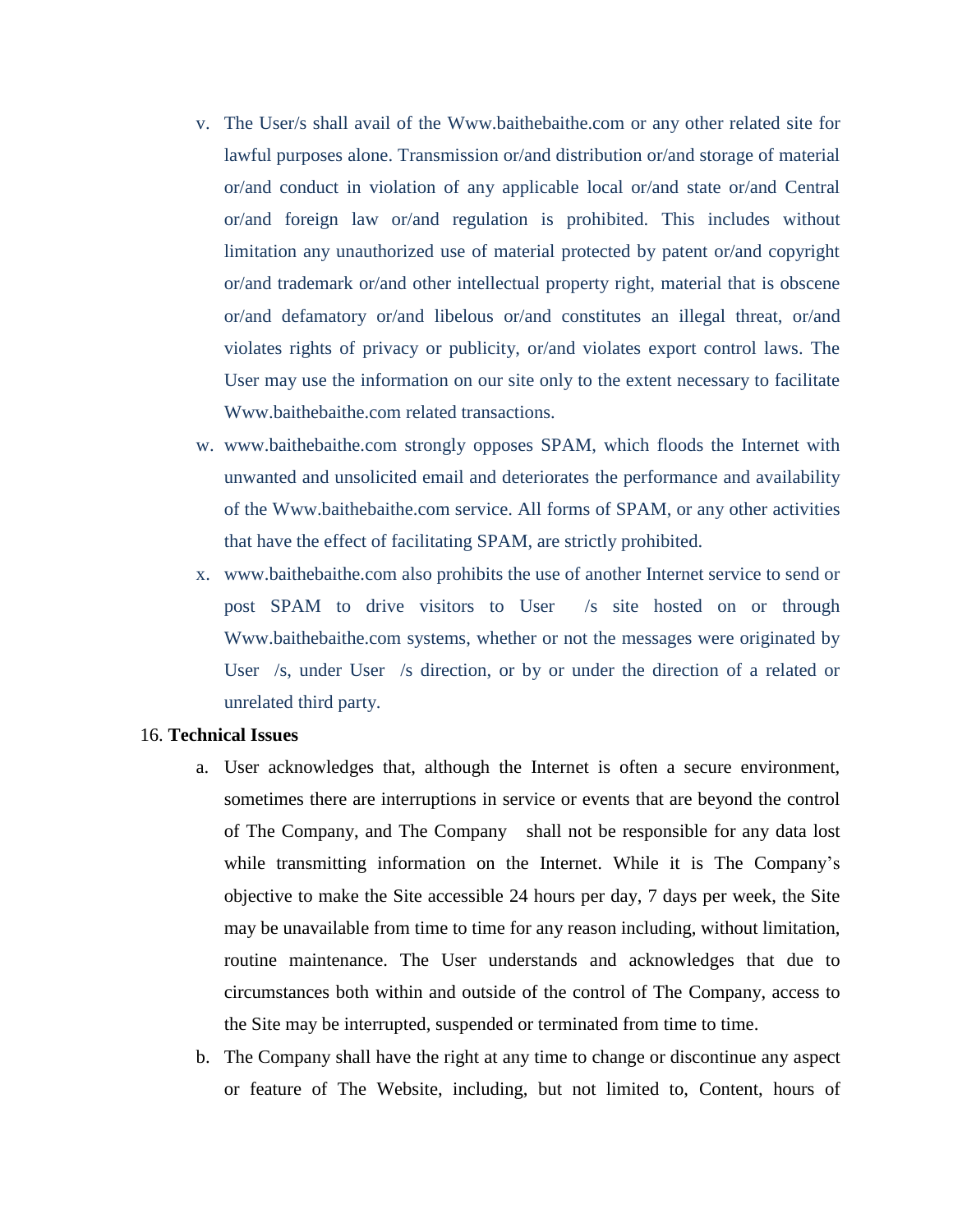v. The User/s shall avail of the Www.baithebaithe.com or any other related site for lawful purposes alone. Transmission or/and distribution or/and storage of material or/and conduct in violation of any applicable local or/and state or/and Central or/and foreign law or/and regulation is prohibited. This includes without limitation any unauthorized use of material protected by patent or/and copyright or/and trademark or/and other intellectual property right, material that is obscene or/and defamatory or/and libelous or/and constitutes an illegal threat, or/and violates rights of privacy or publicity, or/and violates export control laws. The User may use the information on our site only to the extent necessary to facilitate Www.baithebaithe.com related transactions.

w. www.baithebaithe.com strongly opposes SPAM, which floods the Internet with unwanted and unsolicited email and deteriorates the performance and availability of the Www.baithebaithe.com service. All forms of SPAM, or any other activities that have the effect of facilitating SPAM, are strictly prohibited.

x. www.baithebaithe.com also prohibits the use of another Internet service to send or post SPAM to drive visitors to User /s site hosted on or through Www.baithebaithe.com systems, whether or not the messages were originated by User /s, under User /s direction, or by or under the direction of a related or unrelated third party.

16. **Technical Issues**

a. User acknowledges that, although the Internet is often a secure environment, sometimes there are interruptions in service or events that are beyond the control of The Company, and The Company shall not be responsible for any data lost while transmitting information on the Internet. While it is The Company's objective to make the Site accessible 24 hours per day, 7 days per week, the Site may be unavailable from time to time for any reason including, without limitation, routine maintenance. The User understands and acknowledges that due to circumstances both within and outside of the control of The Company, access to the Site may be interrupted, suspended or terminated from time to time.

b. The Company shall have the right at any time to change or discontinue any aspect or feature of The Website, including, but not limited to, Content, hours of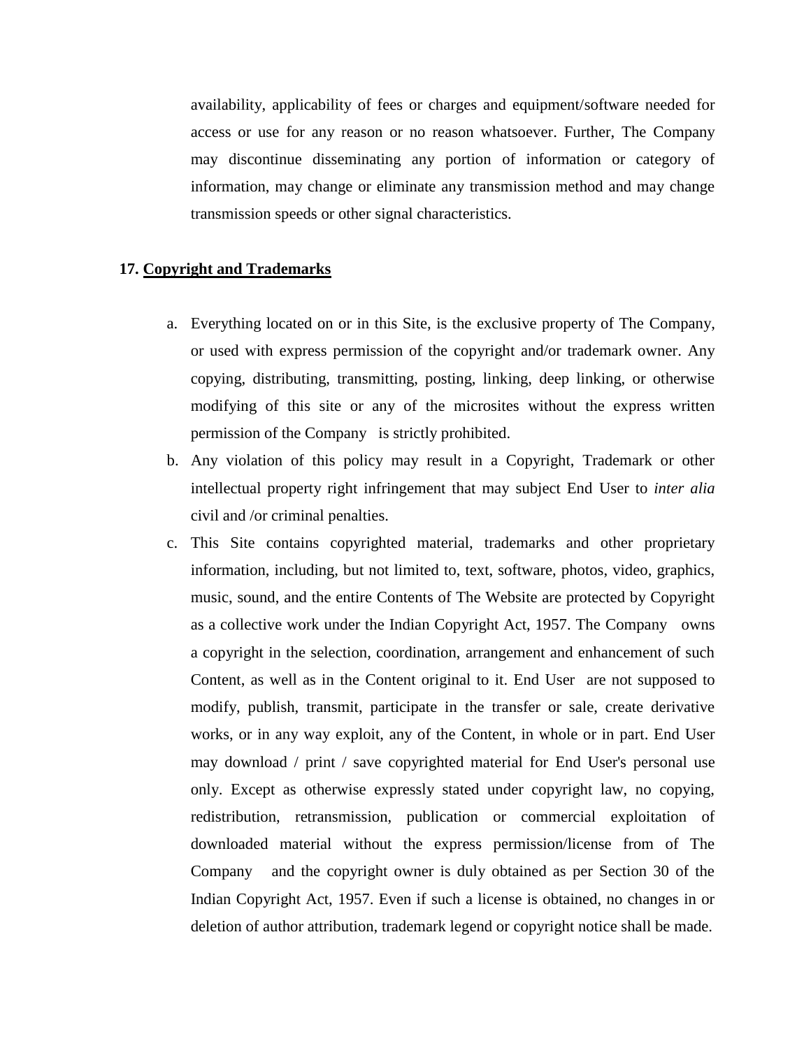availability, applicability of fees or charges and equipment/software needed for access or use for any reason or no reason whatsoever. Further, The Company may discontinue disseminating any portion of information or category of information, may change or eliminate any transmission method and may change transmission speeds or other signal characteristics.

## 17. <u>Copyright and Trademarks</u>

a. Everything located on or in this Site, is the exclusive property of The Company, or used with express permission of the copyright and/or trademark owner. Any copying, distributing, transmitting, posting, linking, deep linking, or otherwise modifying of this site or any of the microsites without the express written permission of the Company is strictly prohibited.

b. Any violation of this policy may result in a Copyright, Trademark or other intellectual property right infringement that may subject End User to *inter alia* civil and /or criminal penalties.

c. This Site contains copyrighted material, trademarks and other proprietary information, including, but not limited to, text, software, photos, video, graphics, music, sound, and the entire Contents of The Website are protected by Copyright as a collective work under the Indian Copyright Act, 1957. The Company owns a copyright in the selection, coordination, arrangement and enhancement of such Content, as well as in the Content original to it. End User are not supposed to modify, publish, transmit, participate in the transfer or sale, create derivative works, or in any way exploit, any of the Content, in whole or in part. End User may download / print / save copyrighted material for End User's personal use only. Except as otherwise expressly stated under copyright law, no copying, redistribution, retransmission, publication or commercial exploitation of downloaded material without the express permission/license from of The Company and the copyright owner is duly obtained as per Section 30 of the Indian Copyright Act, 1957. Even if such a license is obtained, no changes in or deletion of author attribution, trademark legend or copyright notice shall be made.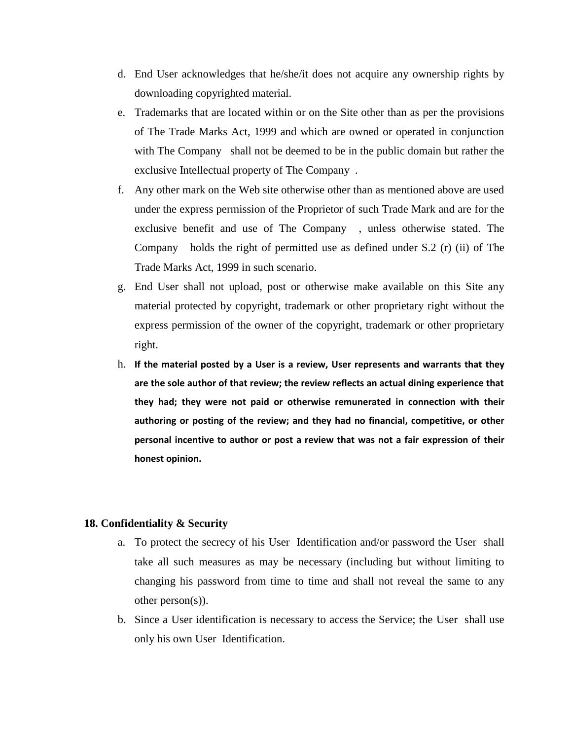d. End User acknowledges that he/she/it does not acquire any ownership rights by downloading copyrighted material.

e. Trademarks that are located within or on the Site other than as per the provisions of The Trade Marks Act, 1999 and which are owned or operated in conjunction with The Company shall not be deemed to be in the public domain but rather the exclusive Intellectual property of The Company .

f. Any other mark on the Web site otherwise other than as mentioned above are used under the express permission of the Proprietor of such Trade Mark and are for the exclusive benefit and use of The Company , unless otherwise stated. The Company holds the right of permitted use as defined under S.2 (r) (ii) of The Trade Marks Act, 1999 in such scenario.

g. End User shall not upload, post or otherwise make available on this Site any material protected by copyright, trademark or other proprietary right without the express permission of the owner of the copyright, trademark or other proprietary right.

h. **If the material posted by a User is a review, User represents and warrants that they are the sole author of that review; the review reflects an actual dining experience that they had; they were not paid or otherwise remunerated in connection with their authoring or posting of the review; and they had no financial, competitive, or other personal incentive to author or post a review that was not a fair expression of their honest opinion.**

## 18. Confidentiality & Security

a. To protect the secrecy of his User Identification and/or password the User shall take all such measures as may be necessary (including but without limiting to changing his password from time to time and shall not reveal the same to any other person(s)).

b. Since a User identification is necessary to access the Service; the User shall use only his own User Identification.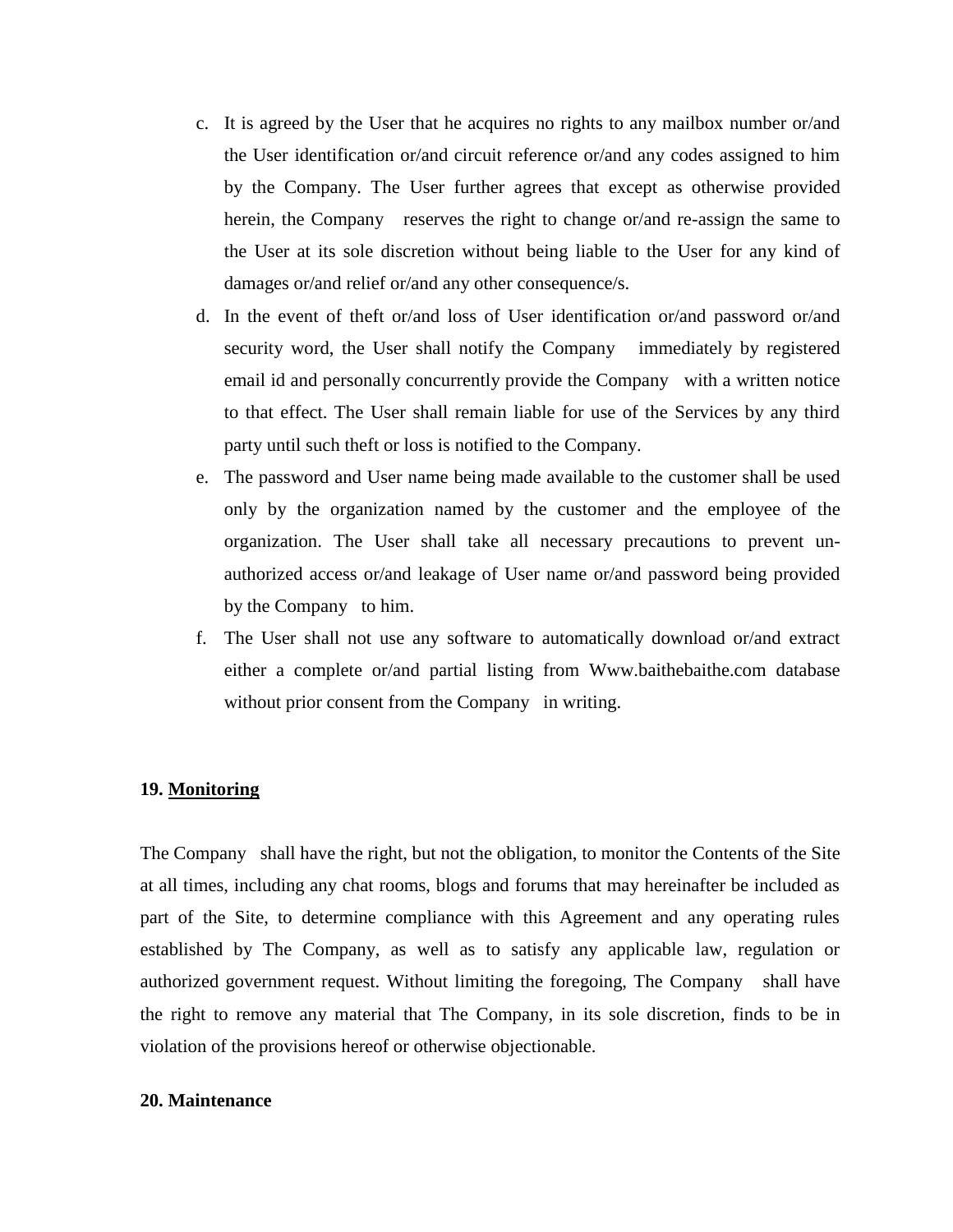c. It is agreed by the User that he acquires no rights to any mailbox number or/and the User identification or/and circuit reference or/and any codes assigned to him by the Company. The User further agrees that except as otherwise provided herein, the Company reserves the right to change or/and re-assign the same to the User at its sole discretion without being liable to the User for any kind of damages or/and relief or/and any other consequence/s.

d. In the event of theft or/and loss of User identification or/and password or/and security word, the User shall notify the Company immediately by registered email id and personally concurrently provide the Company with a written notice to that effect. The User shall remain liable for use of the Services by any third party until such theft or loss is notified to the Company.

e. The password and User name being made available to the customer shall be used only by the organization named by the customer and the employee of the organization. The User shall take all necessary precautions to prevent un-authorized access or/and leakage of User name or/and password being provided by the Company to him.

f. The User shall not use any software to automatically download or/and extract either a complete or/and partial listing from Www.baithebaithe.com database without prior consent from the Company in writing.

**19. <u>Monitoring</u>**

The Company shall have the right, but not the obligation, to monitor the Contents of the Site at all times, including any chat rooms, blogs and forums that may hereinafter be included as part of the Site, to determine compliance with this Agreement and any operating rules established by The Company, as well as to satisfy any applicable law, regulation or authorized government request. Without limiting the foregoing, The Company shall have the right to remove any material that The Company, in its sole discretion, finds to be in violation of the provisions hereof or otherwise objectionable.

**20. Maintenance**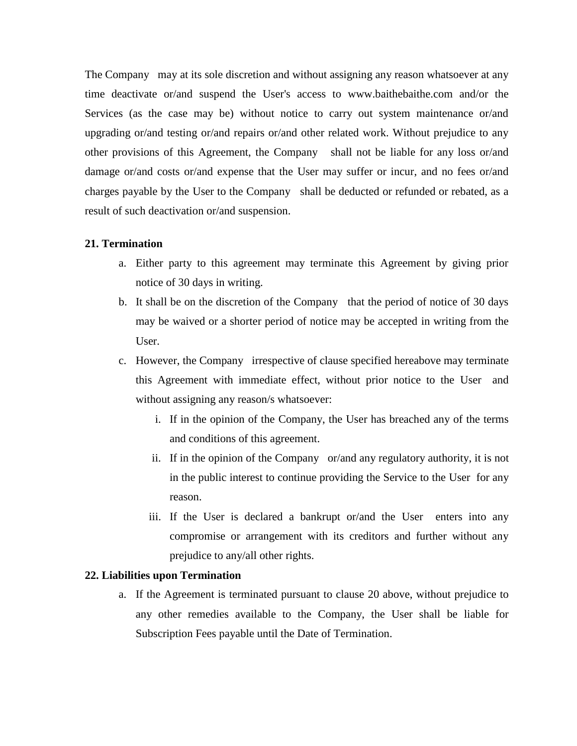The Company may at its sole discretion and without assigning any reason whatsoever at any time deactivate or/and suspend the User's access to www.baithebaithe.com and/or the Services (as the case may be) without notice to carry out system maintenance or/and upgrading or/and testing or/and repairs or/and other related work. Without prejudice to any other provisions of this Agreement, the Company shall not be liable for any loss or/and damage or/and costs or/and expense that the User may suffer or incur, and no fees or/and charges payable by the User to the Company shall be deducted or refunded or rebated, as a result of such deactivation or/and suspension.

**21. Termination**

a. Either party to this agreement may terminate this Agreement by giving prior notice of 30 days in writing.
b. It shall be on the discretion of the Company that the period of notice of 30 days may be waived or a shorter period of notice may be accepted in writing from the User.
c. However, the Company irrespective of clause specified hereabove may terminate this Agreement with immediate effect, without prior notice to the User and without assigning any reason/s whatsoever:
    i. If in the opinion of the Company, the User has breached any of the terms and conditions of this agreement.
    ii. If in the opinion of the Company or/and any regulatory authority, it is not in the public interest to continue providing the Service to the User for any reason.
    iii. If the User is declared a bankrupt or/and the User enters into any compromise or arrangement with its creditors and further without any prejudice to any/all other rights.

**22. Liabilities upon Termination**

a. If the Agreement is terminated pursuant to clause 20 above, without prejudice to any other remedies available to the Company, the User shall be liable for Subscription Fees payable until the Date of Termination.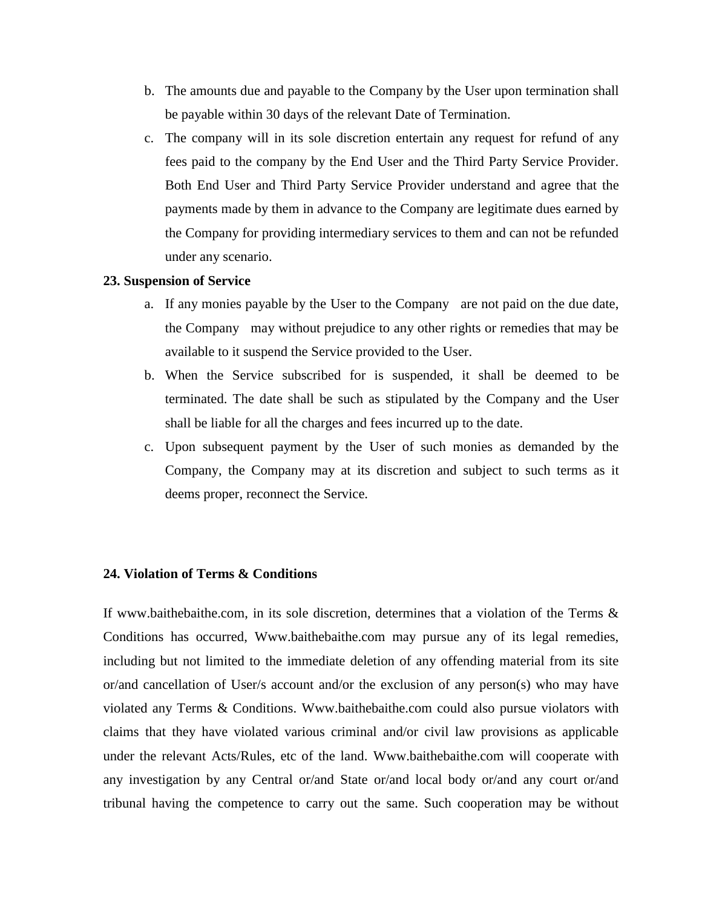b. The amounts due and payable to the Company by the User upon termination shall be payable within 30 days of the relevant Date of Termination.

c. The company will in its sole discretion entertain any request for refund of any fees paid to the company by the End User and the Third Party Service Provider. Both End User and Third Party Service Provider understand and agree that the payments made by them in advance to the Company are legitimate dues earned by the Company for providing intermediary services to them and can not be refunded under any scenario.

**23. Suspension of Service**

a. If any monies payable by the User to the Company are not paid on the due date, the Company may without prejudice to any other rights or remedies that may be available to it suspend the Service provided to the User.

b. When the Service subscribed for is suspended, it shall be deemed to be terminated. The date shall be such as stipulated by the Company and the User shall be liable for all the charges and fees incurred up to the date.

c. Upon subsequent payment by the User of such monies as demanded by the Company, the Company may at its discretion and subject to such terms as it deems proper, reconnect the Service.

**24. Violation of Terms & Conditions**

If www.baithebaithe.com, in its sole discretion, determines that a violation of the Terms & Conditions has occurred, Www.baithebaithe.com may pursue any of its legal remedies, including but not limited to the immediate deletion of any offending material from its site or/and cancellation of User/s account and/or the exclusion of any person(s) who may have violated any Terms & Conditions. Www.baithebaithe.com could also pursue violators with claims that they have violated various criminal and/or civil law provisions as applicable under the relevant Acts/Rules, etc of the land. Www.baithebaithe.com will cooperate with any investigation by any Central or/and State or/and local body or/and any court or/and tribunal having the competence to carry out the same. Such cooperation may be without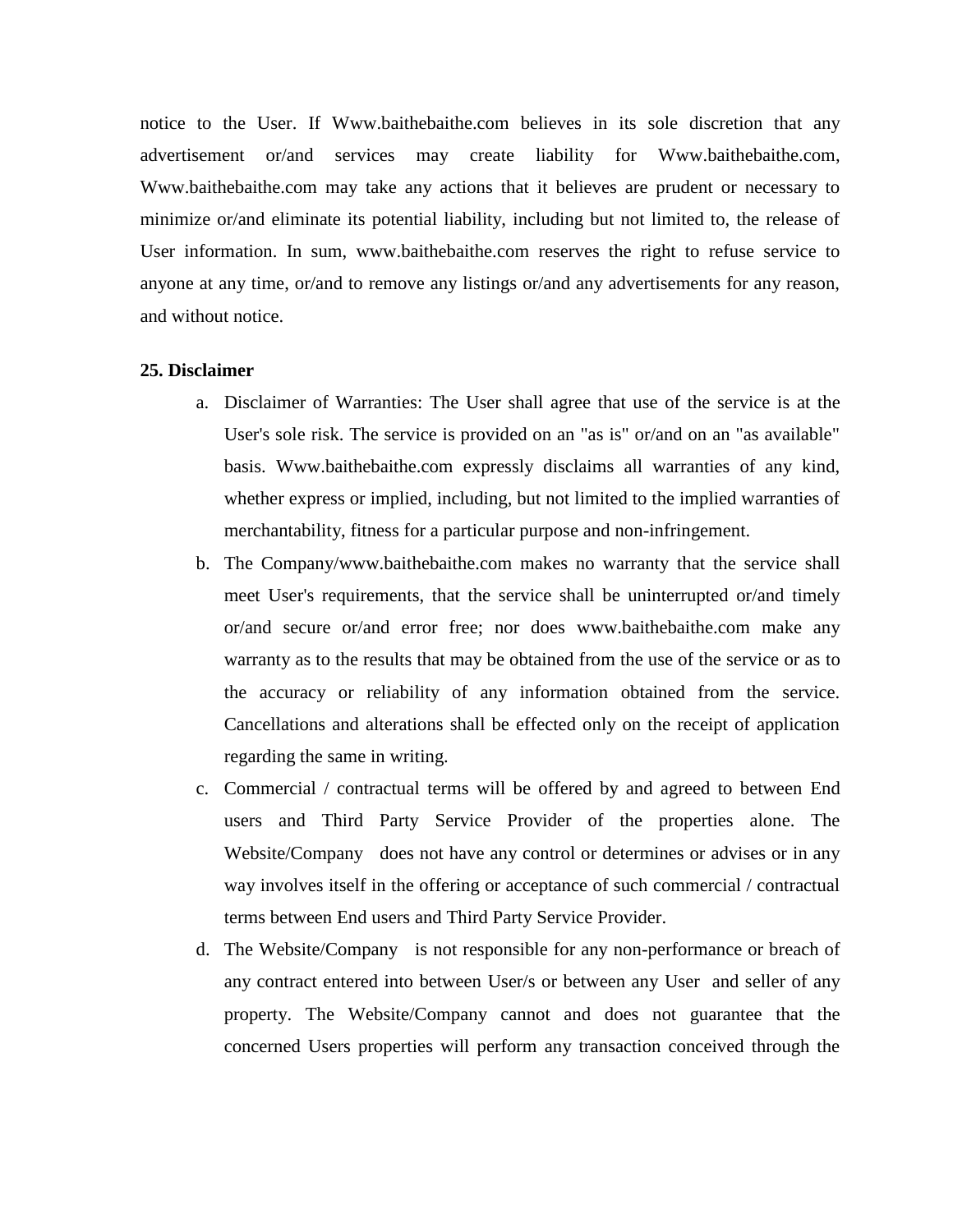notice to the User. If Www.baithebaithe.com believes in its sole discretion that any advertisement or/and services may create liability for Www.baithebaithe.com, Www.baithebaithe.com may take any actions that it believes are prudent or necessary to minimize or/and eliminate its potential liability, including but not limited to, the release of User information. In sum, www.baithebaithe.com reserves the right to refuse service to anyone at any time, or/and to remove any listings or/and any advertisements for any reason, and without notice.

**25. Disclaimer**

a. Disclaimer of Warranties: The User shall agree that use of the service is at the User's sole risk. The service is provided on an "as is" or/and on an "as available" basis. Www.baithebaithe.com expressly disclaims all warranties of any kind, whether express or implied, including, but not limited to the implied warranties of merchantability, fitness for a particular purpose and non-infringement.

b. The Company/www.baithebaithe.com makes no warranty that the service shall meet User's requirements, that the service shall be uninterrupted or/and timely or/and secure or/and error free; nor does www.baithebaithe.com make any warranty as to the results that may be obtained from the use of the service or as to the accuracy or reliability of any information obtained from the service. Cancellations and alterations shall be effected only on the receipt of application regarding the same in writing.

c. Commercial / contractual terms will be offered by and agreed to between End users and Third Party Service Provider of the properties alone. The Website/Company does not have any control or determines or advises or in any way involves itself in the offering or acceptance of such commercial / contractual terms between End users and Third Party Service Provider.

d. The Website/Company is not responsible for any non-performance or breach of any contract entered into between User/s or between any User and seller of any property. The Website/Company cannot and does not guarantee that the concerned Users properties will perform any transaction conceived through the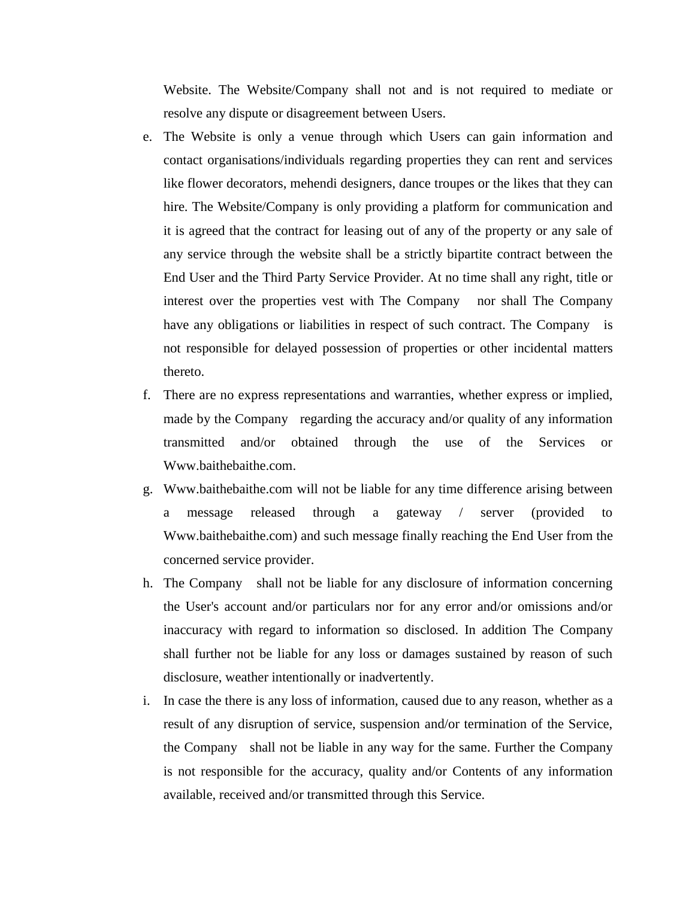Website. The Website/Company shall not and is not required to mediate or resolve any dispute or disagreement between Users.

e. The Website is only a venue through which Users can gain information and contact organisations/individuals regarding properties they can rent and services like flower decorators, mehendi designers, dance troupes or the likes that they can hire. The Website/Company is only providing a platform for communication and it is agreed that the contract for leasing out of any of the property or any sale of any service through the website shall be a strictly bipartite contract between the End User and the Third Party Service Provider. At no time shall any right, title or interest over the properties vest with The Company nor shall The Company have any obligations or liabilities in respect of such contract. The Company is not responsible for delayed possession of properties or other incidental matters thereto.

f. There are no express representations and warranties, whether express or implied, made by the Company regarding the accuracy and/or quality of any information transmitted and/or obtained through the use of the Services or Www.baithebaithe.com.

g. Www.baithebaithe.com will not be liable for any time difference arising between a message released through a gateway / server (provided to Www.baithebaithe.com) and such message finally reaching the End User from the concerned service provider.

h. The Company shall not be liable for any disclosure of information concerning the User's account and/or particulars nor for any error and/or omissions and/or inaccuracy with regard to information so disclosed. In addition The Company shall further not be liable for any loss or damages sustained by reason of such disclosure, weather intentionally or inadvertently.

i. In case the there is any loss of information, caused due to any reason, whether as a result of any disruption of service, suspension and/or termination of the Service, the Company shall not be liable in any way for the same. Further the Company is not responsible for the accuracy, quality and/or Contents of any information available, received and/or transmitted through this Service.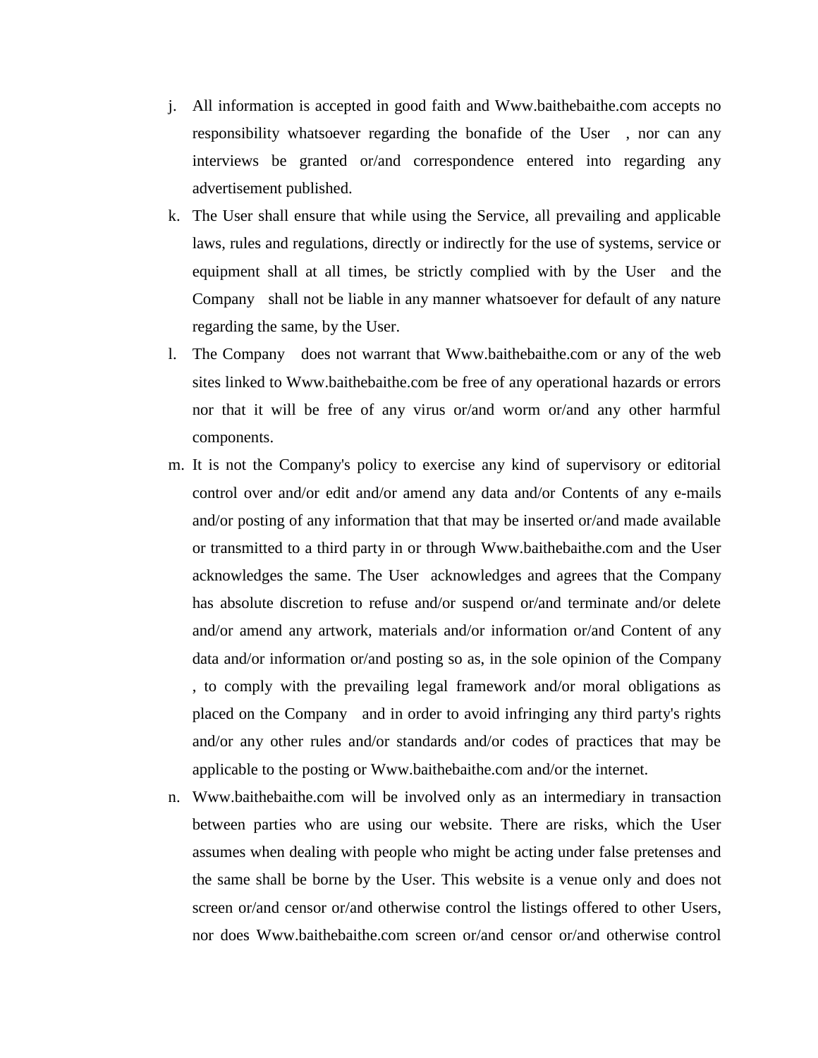j. All information is accepted in good faith and Www.baithebaithe.com accepts no responsibility whatsoever regarding the bonafide of the User , nor can any interviews be granted or/and correspondence entered into regarding any advertisement published.

k. The User shall ensure that while using the Service, all prevailing and applicable laws, rules and regulations, directly or indirectly for the use of systems, service or equipment shall at all times, be strictly complied with by the User and the Company shall not be liable in any manner whatsoever for default of any nature regarding the same, by the User.

l. The Company does not warrant that Www.baithebaithe.com or any of the web sites linked to Www.baithebaithe.com be free of any operational hazards or errors nor that it will be free of any virus or/and worm or/and any other harmful components.

m. It is not the Company's policy to exercise any kind of supervisory or editorial control over and/or edit and/or amend any data and/or Contents of any e-mails and/or posting of any information that that may be inserted or/and made available or transmitted to a third party in or through Www.baithebaithe.com and the User acknowledges the same. The User acknowledges and agrees that the Company has absolute discretion to refuse and/or suspend or/and terminate and/or delete and/or amend any artwork, materials and/or information or/and Content of any data and/or information or/and posting so as, in the sole opinion of the Company , to comply with the prevailing legal framework and/or moral obligations as placed on the Company and in order to avoid infringing any third party's rights and/or any other rules and/or standards and/or codes of practices that may be applicable to the posting or Www.baithebaithe.com and/or the internet.

n. Www.baithebaithe.com will be involved only as an intermediary in transaction between parties who are using our website. There are risks, which the User assumes when dealing with people who might be acting under false pretenses and the same shall be borne by the User. This website is a venue only and does not screen or/and censor or/and otherwise control the listings offered to other Users, nor does Www.baithebaithe.com screen or/and censor or/and otherwise control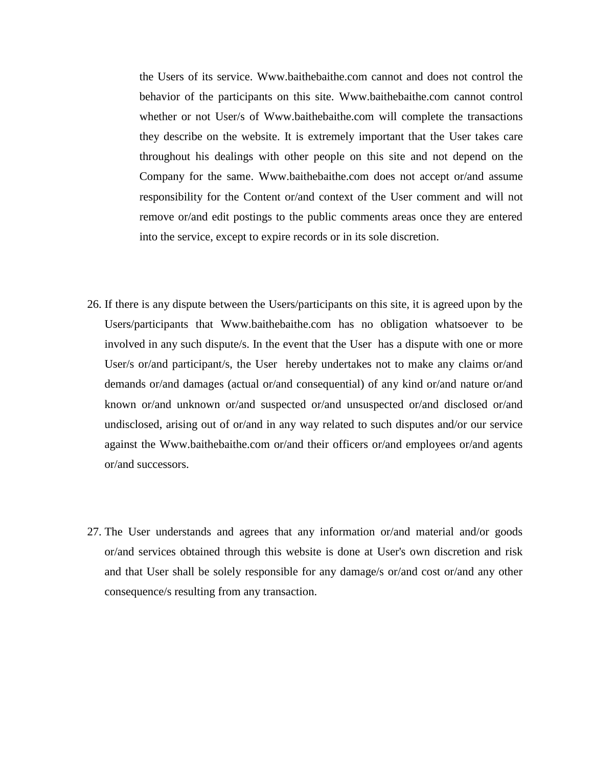the Users of its service. Www.baithebaithe.com cannot and does not control the behavior of the participants on this site. Www.baithebaithe.com cannot control whether or not User/s of Www.baithebaithe.com will complete the transactions they describe on the website. It is extremely important that the User takes care throughout his dealings with other people on this site and not depend on the Company for the same. Www.baithebaithe.com does not accept or/and assume responsibility for the Content or/and context of the User comment and will not remove or/and edit postings to the public comments areas once they are entered into the service, except to expire records or in its sole discretion.

26. If there is any dispute between the Users/participants on this site, it is agreed upon by the Users/participants that Www.baithebaithe.com has no obligation whatsoever to be involved in any such dispute/s. In the event that the User has a dispute with one or more User/s or/and participant/s, the User hereby undertakes not to make any claims or/and demands or/and damages (actual or/and consequential) of any kind or/and nature or/and known or/and unknown or/and suspected or/and unsuspected or/and disclosed or/and undisclosed, arising out of or/and in any way related to such disputes and/or our service against the Www.baithebaithe.com or/and their officers or/and employees or/and agents or/and successors.

27. The User understands and agrees that any information or/and material and/or goods or/and services obtained through this website is done at User's own discretion and risk and that User shall be solely responsible for any damage/s or/and cost or/and any other consequence/s resulting from any transaction.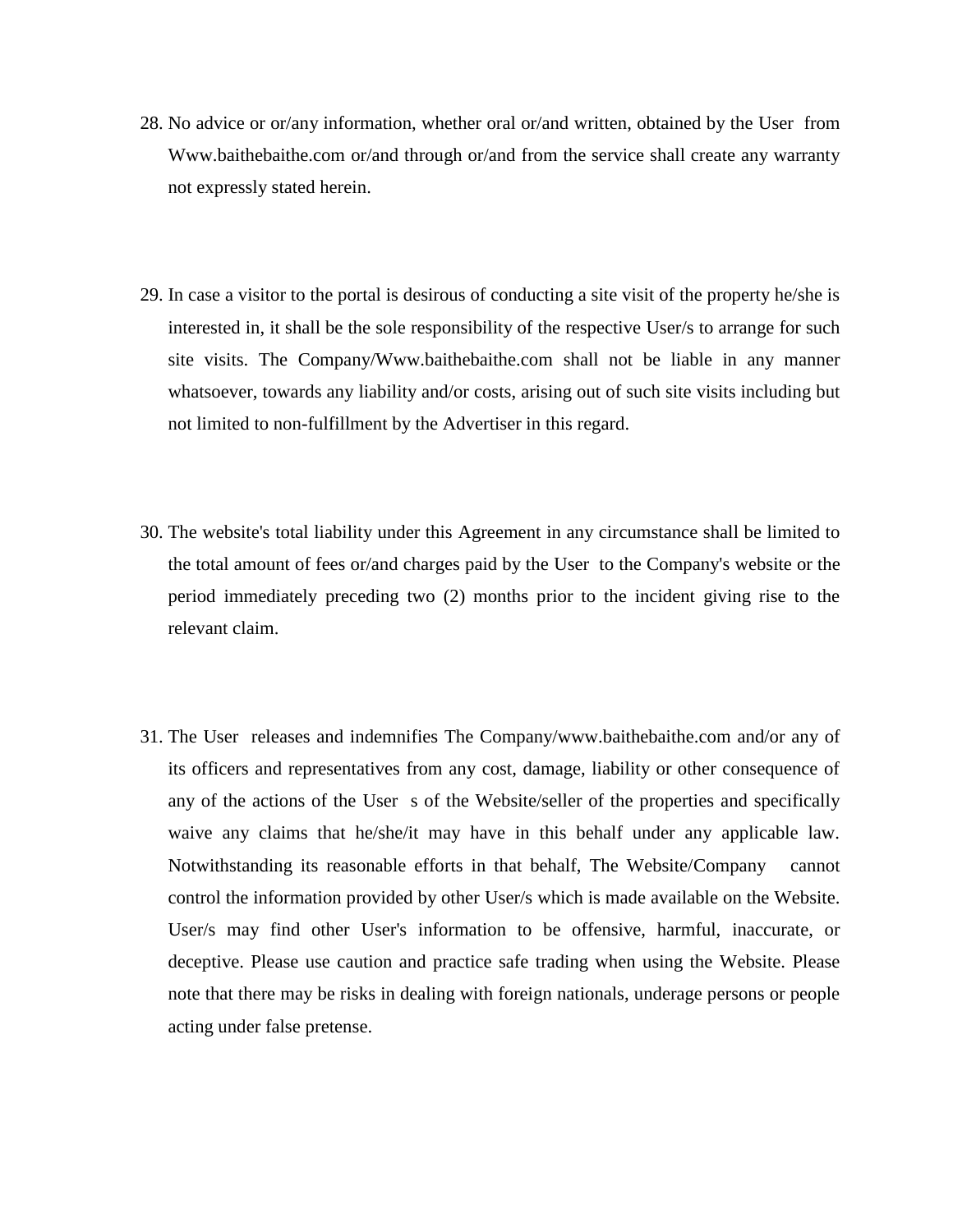28. No advice or or/any information, whether oral or/and written, obtained by the User from Www.baithebaithe.com or/and through or/and from the service shall create any warranty not expressly stated herein.

29. In case a visitor to the portal is desirous of conducting a site visit of the property he/she is interested in, it shall be the sole responsibility of the respective User/s to arrange for such site visits. The Company/Www.baithebaithe.com shall not be liable in any manner whatsoever, towards any liability and/or costs, arising out of such site visits including but not limited to non-fulfillment by the Advertiser in this regard.

30. The website's total liability under this Agreement in any circumstance shall be limited to the total amount of fees or/and charges paid by the User to the Company's website or the period immediately preceding two (2) months prior to the incident giving rise to the relevant claim.

31. The User releases and indemnifies The Company/www.baithebaithe.com and/or any of its officers and representatives from any cost, damage, liability or other consequence of any of the actions of the User s of the Website/seller of the properties and specifically waive any claims that he/she/it may have in this behalf under any applicable law. Notwithstanding its reasonable efforts in that behalf, The Website/Company cannot control the information provided by other User/s which is made available on the Website. User/s may find other User's information to be offensive, harmful, inaccurate, or deceptive. Please use caution and practice safe trading when using the Website. Please note that there may be risks in dealing with foreign nationals, underage persons or people acting under false pretense.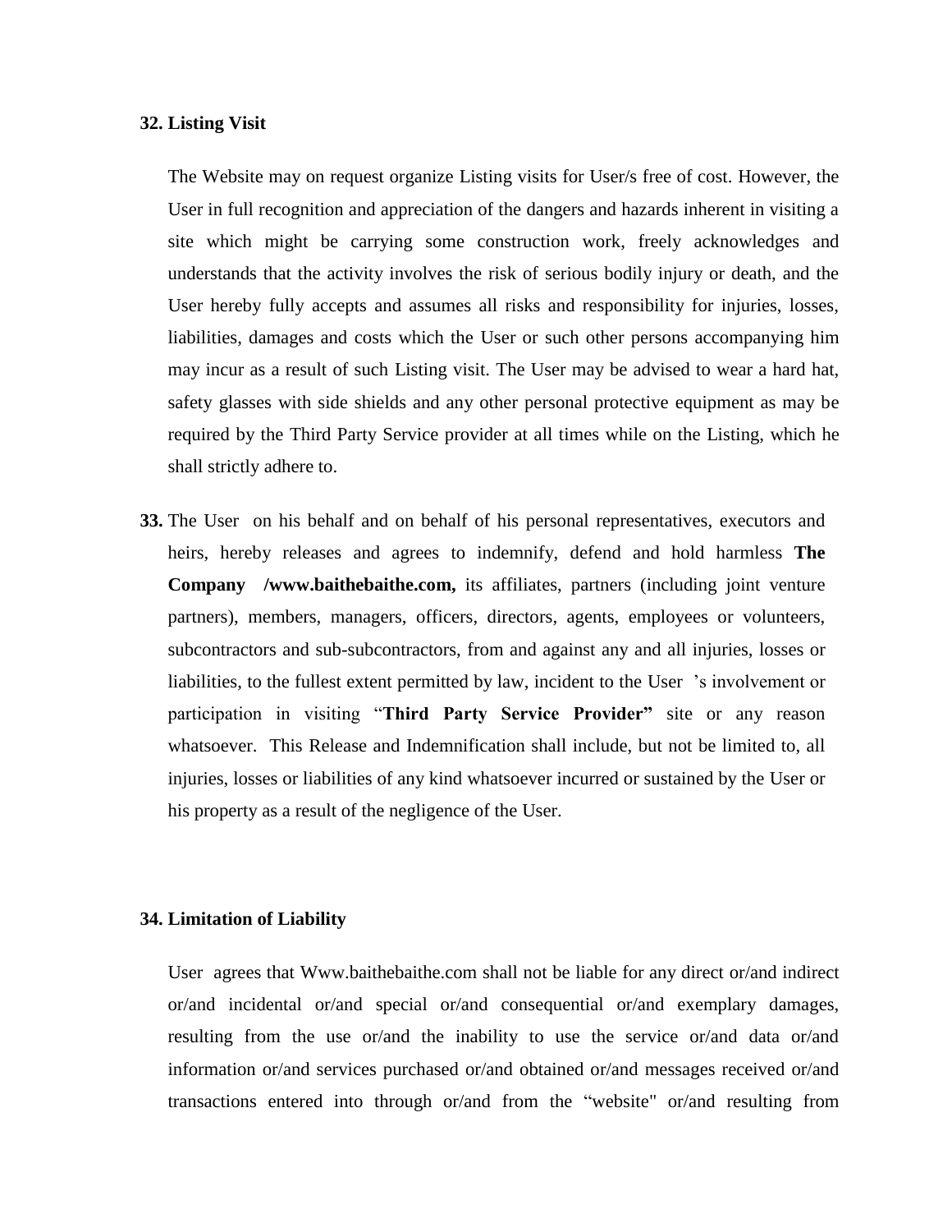**32. Listing Visit**

The Website may on request organize Listing visits for User/s free of cost. However, the User in full recognition and appreciation of the dangers and hazards inherent in visiting a site which might be carrying some construction work, freely acknowledges and understands that the activity involves the risk of serious bodily injury or death, and the User hereby fully accepts and assumes all risks and responsibility for injuries, losses, liabilities, damages and costs which the User or such other persons accompanying him may incur as a result of such Listing visit. The User may be advised to wear a hard hat, safety glasses with side shields and any other personal protective equipment as may be required by the Third Party Service provider at all times while on the Listing, which he shall strictly adhere to.

**33.** The User on his behalf and on behalf of his personal representatives, executors and heirs, hereby releases and agrees to indemnify, defend and hold harmless **The Company /www.baithebaithe.com,** its affiliates, partners (including joint venture partners), members, managers, officers, directors, agents, employees or volunteers, subcontractors and sub-subcontractors, from and against any and all injuries, losses or liabilities, to the fullest extent permitted by law, incident to the User 's involvement or participation in visiting "**Third Party Service Provider"** site or any reason whatsoever. This Release and Indemnification shall include, but not be limited to, all injuries, losses or liabilities of any kind whatsoever incurred or sustained by the User or his property as a result of the negligence of the User.

**34. Limitation of Liability**

User agrees that Www.baithebaithe.com shall not be liable for any direct or/and indirect or/and incidental or/and special or/and consequential or/and exemplary damages, resulting from the use or/and the inability to use the service or/and data or/and information or/and services purchased or/and obtained or/and messages received or/and transactions entered into through or/and from the "website" or/and resulting from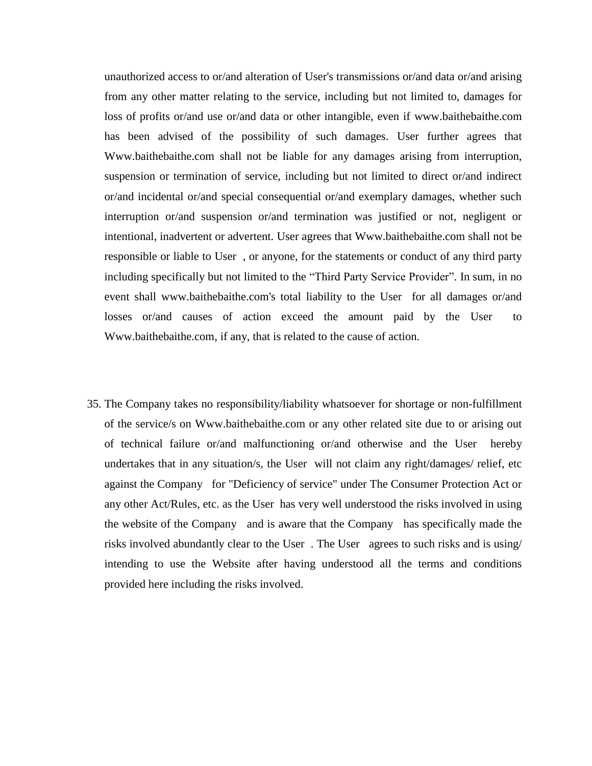unauthorized access to or/and alteration of User's transmissions or/and data or/and arising from any other matter relating to the service, including but not limited to, damages for loss of profits or/and use or/and data or other intangible, even if www.baithebaithe.com has been advised of the possibility of such damages. User further agrees that Www.baithebaithe.com shall not be liable for any damages arising from interruption, suspension or termination of service, including but not limited to direct or/and indirect or/and incidental or/and special consequential or/and exemplary damages, whether such interruption or/and suspension or/and termination was justified or not, negligent or intentional, inadvertent or advertent. User agrees that Www.baithebaithe.com shall not be responsible or liable to User , or anyone, for the statements or conduct of any third party including specifically but not limited to the "Third Party Service Provider". In sum, in no event shall www.baithebaithe.com's total liability to the User for all damages or/and losses or/and causes of action exceed the amount paid by the User to Www.baithebaithe.com, if any, that is related to the cause of action.

35. The Company takes no responsibility/liability whatsoever for shortage or non-fulfillment of the service/s on Www.baithebaithe.com or any other related site due to or arising out of technical failure or/and malfunctioning or/and otherwise and the User hereby undertakes that in any situation/s, the User will not claim any right/damages/ relief, etc against the Company for "Deficiency of service" under The Consumer Protection Act or any other Act/Rules, etc. as the User has very well understood the risks involved in using the website of the Company and is aware that the Company has specifically made the risks involved abundantly clear to the User . The User agrees to such risks and is using/ intending to use the Website after having understood all the terms and conditions provided here including the risks involved.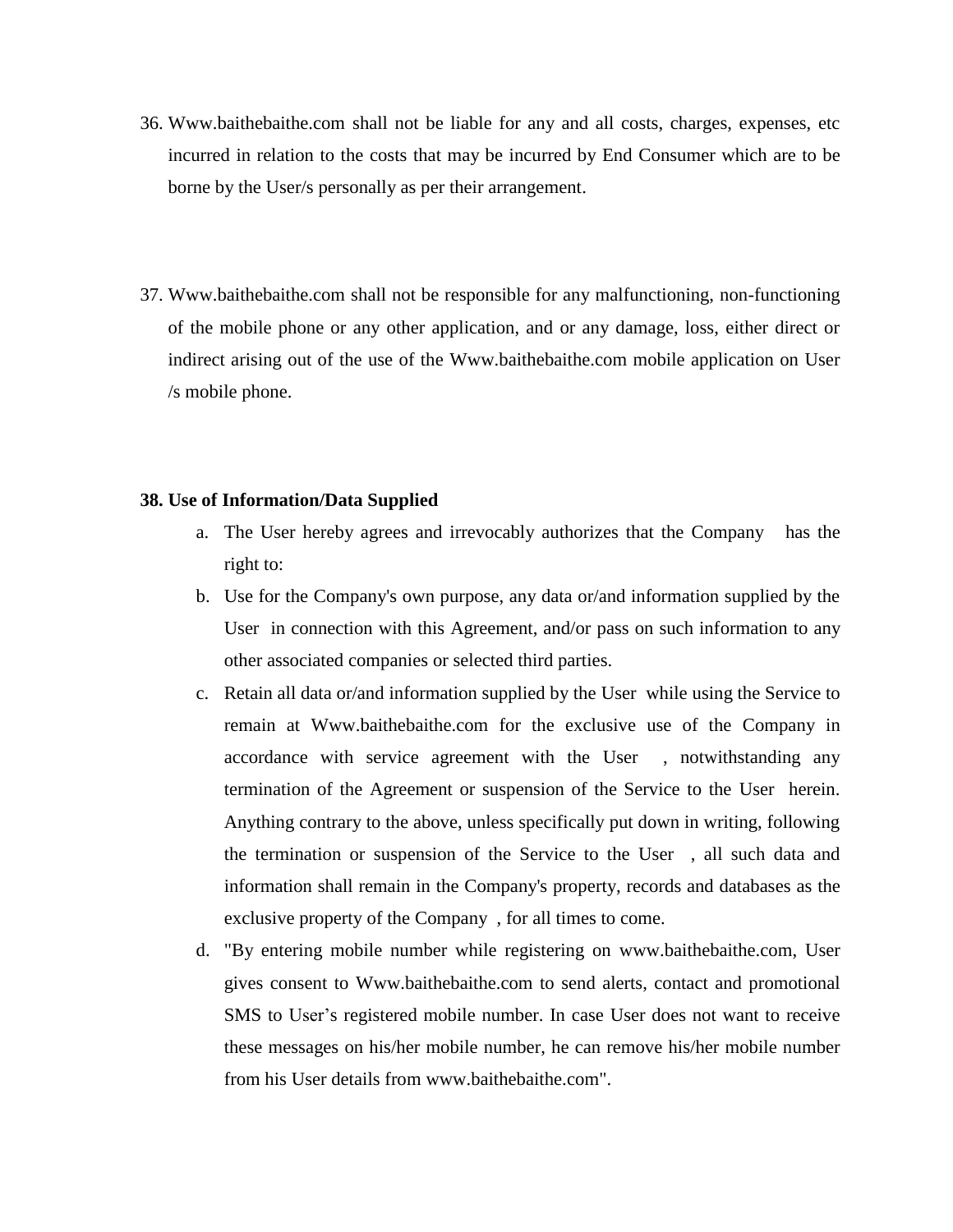36. Www.baithebaithe.com shall not be liable for any and all costs, charges, expenses, etc incurred in relation to the costs that may be incurred by End Consumer which are to be borne by the User/s personally as per their arrangement.

37. Www.baithebaithe.com shall not be responsible for any malfunctioning, non-functioning of the mobile phone or any other application, and or any damage, loss, either direct or indirect arising out of the use of the Www.baithebaithe.com mobile application on User /s mobile phone.

**38. Use of Information/Data Supplied**

a. The User hereby agrees and irrevocably authorizes that the Company has the right to:

b. Use for the Company's own purpose, any data or/and information supplied by the User in connection with this Agreement, and/or pass on such information to any other associated companies or selected third parties.

c. Retain all data or/and information supplied by the User while using the Service to remain at Www.baithebaithe.com for the exclusive use of the Company in accordance with service agreement with the User , notwithstanding any termination of the Agreement or suspension of the Service to the User herein. Anything contrary to the above, unless specifically put down in writing, following the termination or suspension of the Service to the User , all such data and information shall remain in the Company's property, records and databases as the exclusive property of the Company , for all times to come.

d. "By entering mobile number while registering on www.baithebaithe.com, User gives consent to Www.baithebaithe.com to send alerts, contact and promotional SMS to User's registered mobile number. In case User does not want to receive these messages on his/her mobile number, he can remove his/her mobile number from his User details from www.baithebaithe.com".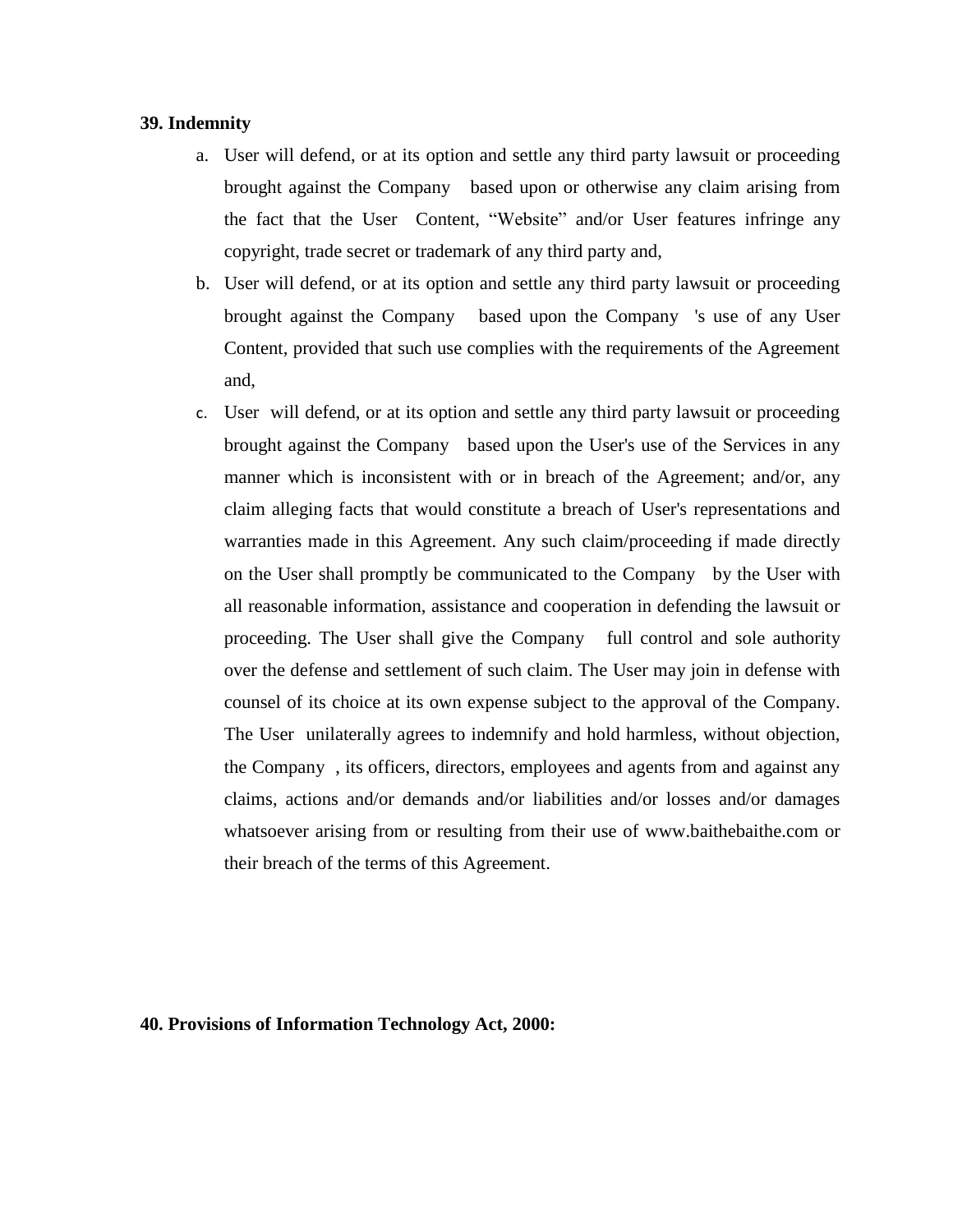**39. Indemnity**

a. User will defend, or at its option and settle any third party lawsuit or proceeding brought against the Company based upon or otherwise any claim arising from the fact that the User Content, "Website" and/or User features infringe any copyright, trade secret or trademark of any third party and,

b. User will defend, or at its option and settle any third party lawsuit or proceeding brought against the Company based upon the Company 's use of any User Content, provided that such use complies with the requirements of the Agreement and,

c. User will defend, or at its option and settle any third party lawsuit or proceeding brought against the Company based upon the User's use of the Services in any manner which is inconsistent with or in breach of the Agreement; and/or, any claim alleging facts that would constitute a breach of User's representations and warranties made in this Agreement. Any such claim/proceeding if made directly on the User shall promptly be communicated to the Company by the User with all reasonable information, assistance and cooperation in defending the lawsuit or proceeding. The User shall give the Company full control and sole authority over the defense and settlement of such claim. The User may join in defense with counsel of its choice at its own expense subject to the approval of the Company. The User unilaterally agrees to indemnify and hold harmless, without objection, the Company , its officers, directors, employees and agents from and against any claims, actions and/or demands and/or liabilities and/or losses and/or damages whatsoever arising from or resulting from their use of www.baithebaithe.com or their breach of the terms of this Agreement.

**40. Provisions of Information Technology Act, 2000:**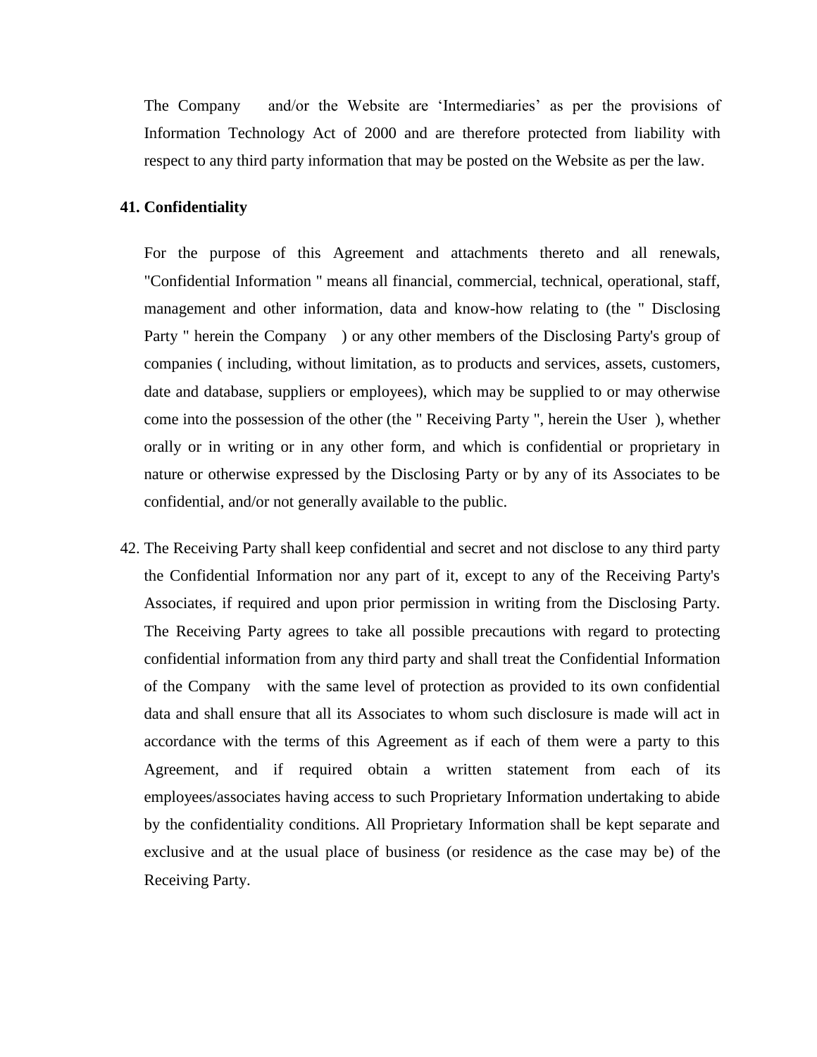The Company and/or the Website are 'Intermediaries' as per the provisions of Information Technology Act of 2000 and are therefore protected from liability with respect to any third party information that may be posted on the Website as per the law.

**41. Confidentiality**

For the purpose of this Agreement and attachments thereto and all renewals, "Confidential Information " means all financial, commercial, technical, operational, staff, management and other information, data and know-how relating to (the " Disclosing Party " herein the Company ) or any other members of the Disclosing Party's group of companies ( including, without limitation, as to products and services, assets, customers, date and database, suppliers or employees), which may be supplied to or may otherwise come into the possession of the other (the " Receiving Party ", herein the User ), whether orally or in writing or in any other form, and which is confidential or proprietary in nature or otherwise expressed by the Disclosing Party or by any of its Associates to be confidential, and/or not generally available to the public.

42. The Receiving Party shall keep confidential and secret and not disclose to any third party the Confidential Information nor any part of it, except to any of the Receiving Party's Associates, if required and upon prior permission in writing from the Disclosing Party. The Receiving Party agrees to take all possible precautions with regard to protecting confidential information from any third party and shall treat the Confidential Information of the Company with the same level of protection as provided to its own confidential data and shall ensure that all its Associates to whom such disclosure is made will act in accordance with the terms of this Agreement as if each of them were a party to this Agreement, and if required obtain a written statement from each of its employees/associates having access to such Proprietary Information undertaking to abide by the confidentiality conditions. All Proprietary Information shall be kept separate and exclusive and at the usual place of business (or residence as the case may be) of the Receiving Party.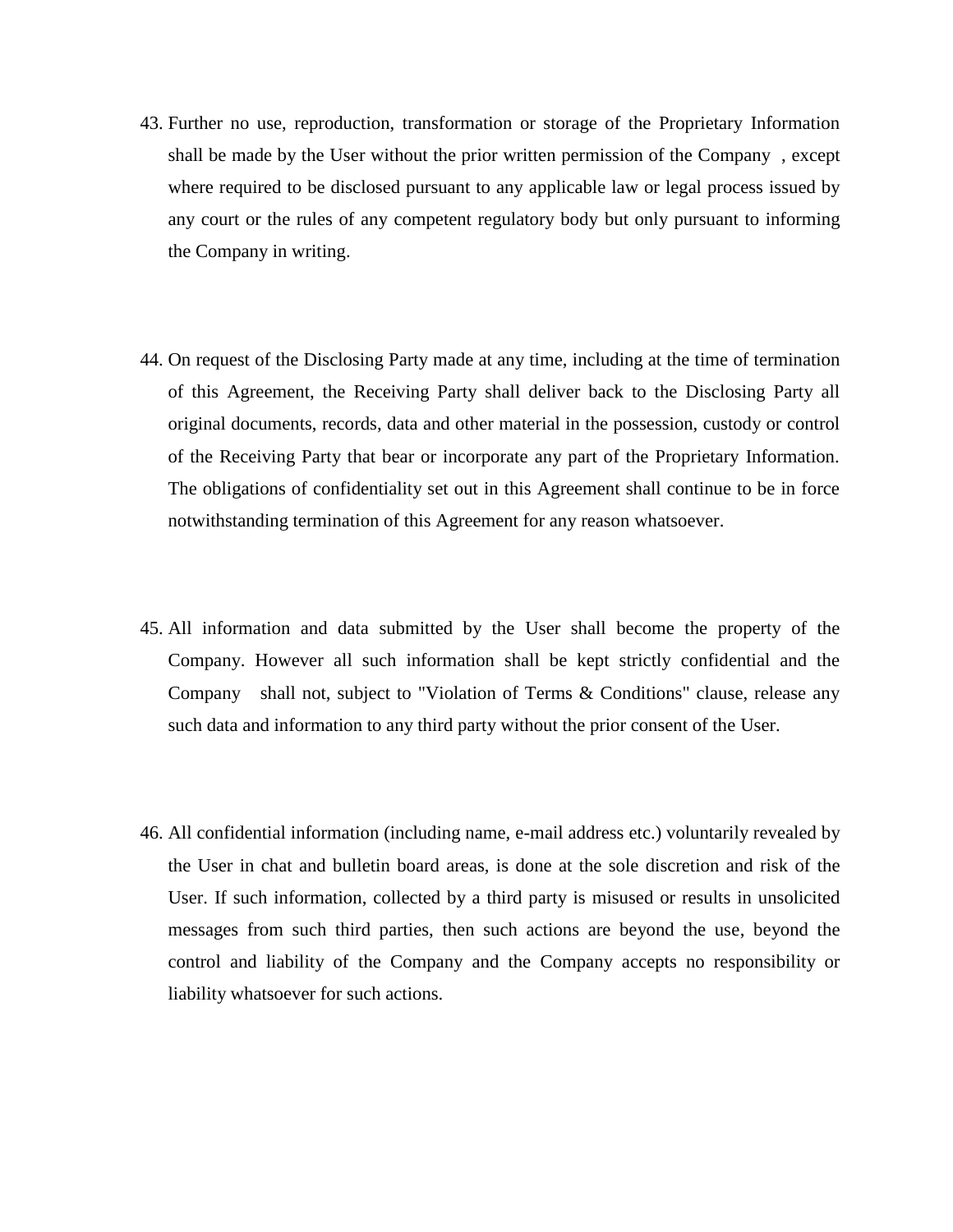43. Further no use, reproduction, transformation or storage of the Proprietary Information shall be made by the User without the prior written permission of the Company , except where required to be disclosed pursuant to any applicable law or legal process issued by any court or the rules of any competent regulatory body but only pursuant to informing the Company in writing.

44. On request of the Disclosing Party made at any time, including at the time of termination of this Agreement, the Receiving Party shall deliver back to the Disclosing Party all original documents, records, data and other material in the possession, custody or control of the Receiving Party that bear or incorporate any part of the Proprietary Information. The obligations of confidentiality set out in this Agreement shall continue to be in force notwithstanding termination of this Agreement for any reason whatsoever.

45. All information and data submitted by the User shall become the property of the Company. However all such information shall be kept strictly confidential and the Company shall not, subject to "Violation of Terms & Conditions" clause, release any such data and information to any third party without the prior consent of the User.

46. All confidential information (including name, e-mail address etc.) voluntarily revealed by the User in chat and bulletin board areas, is done at the sole discretion and risk of the User. If such information, collected by a third party is misused or results in unsolicited messages from such third parties, then such actions are beyond the use, beyond the control and liability of the Company and the Company accepts no responsibility or liability whatsoever for such actions.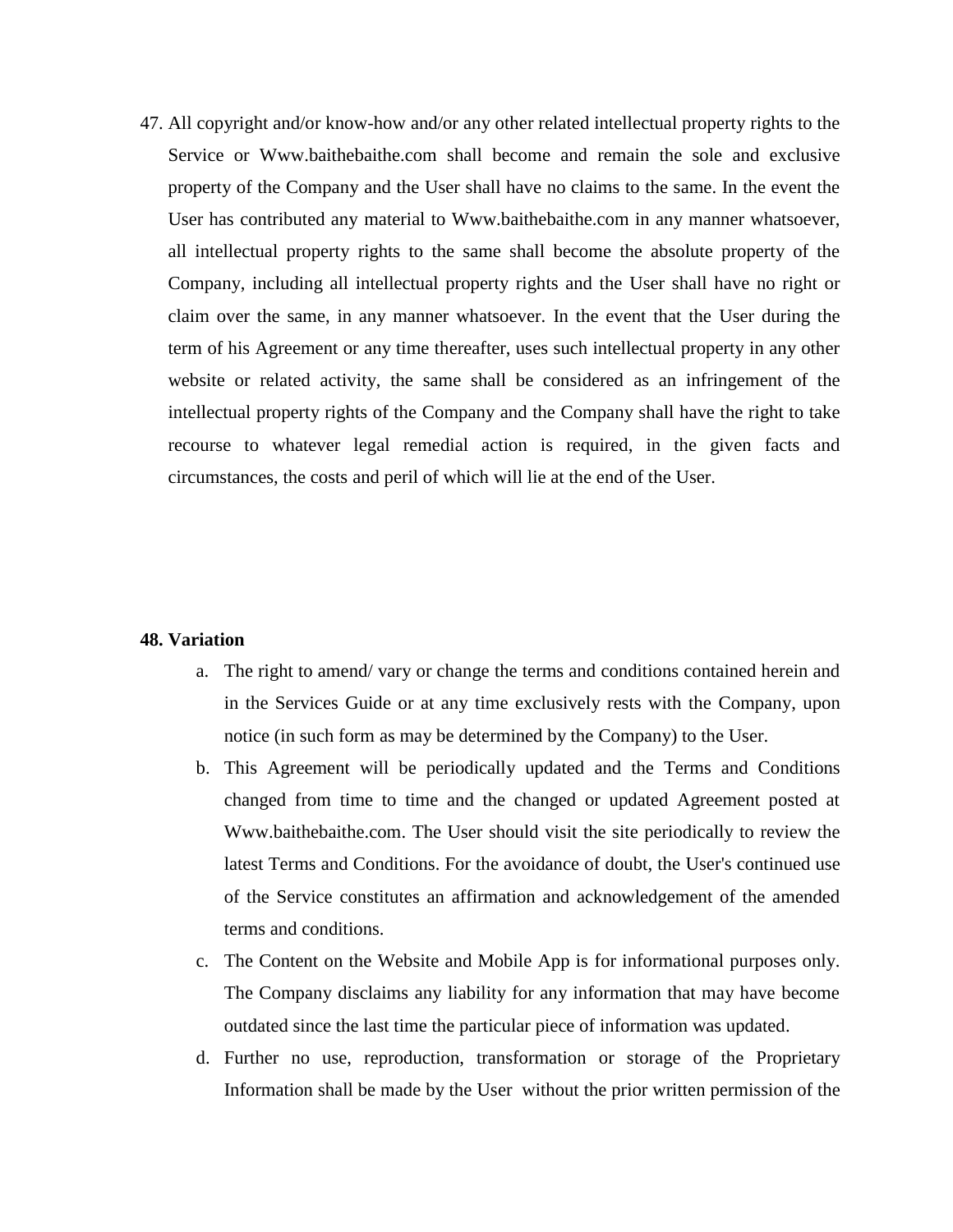47. All copyright and/or know-how and/or any other related intellectual property rights to the Service or Www.baithebaithe.com shall become and remain the sole and exclusive property of the Company and the User shall have no claims to the same. In the event the User has contributed any material to Www.baithebaithe.com in any manner whatsoever, all intellectual property rights to the same shall become the absolute property of the Company, including all intellectual property rights and the User shall have no right or claim over the same, in any manner whatsoever. In the event that the User during the term of his Agreement or any time thereafter, uses such intellectual property in any other website or related activity, the same shall be considered as an infringement of the intellectual property rights of the Company and the Company shall have the right to take recourse to whatever legal remedial action is required, in the given facts and circumstances, the costs and peril of which will lie at the end of the User.

**48. Variation**

a. The right to amend/ vary or change the terms and conditions contained herein and in the Services Guide or at any time exclusively rests with the Company, upon notice (in such form as may be determined by the Company) to the User.

b. This Agreement will be periodically updated and the Terms and Conditions changed from time to time and the changed or updated Agreement posted at Www.baithebaithe.com. The User should visit the site periodically to review the latest Terms and Conditions. For the avoidance of doubt, the User's continued use of the Service constitutes an affirmation and acknowledgement of the amended terms and conditions.

c. The Content on the Website and Mobile App is for informational purposes only. The Company disclaims any liability for any information that may have become outdated since the last time the particular piece of information was updated.

d. Further no use, reproduction, transformation or storage of the Proprietary Information shall be made by the User without the prior written permission of the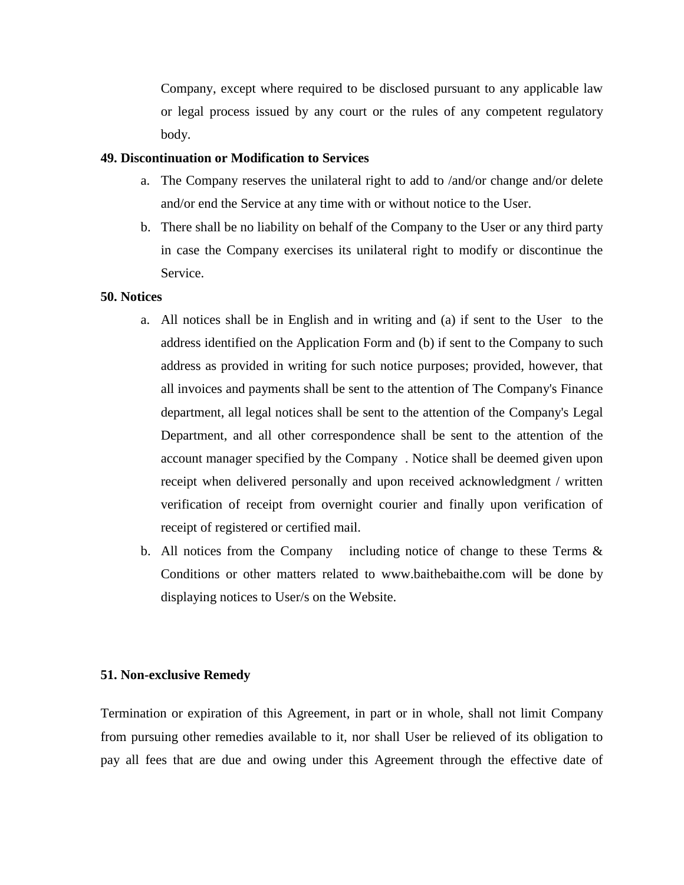Company, except where required to be disclosed pursuant to any applicable law or legal process issued by any court or the rules of any competent regulatory body.

**49. Discontinuation or Modification to Services**

a. The Company reserves the unilateral right to add to /and/or change and/or delete and/or end the Service at any time with or without notice to the User.

b. There shall be no liability on behalf of the Company to the User or any third party in case the Company exercises its unilateral right to modify or discontinue the Service.

**50. Notices**

a. All notices shall be in English and in writing and (a) if sent to the User to the address identified on the Application Form and (b) if sent to the Company to such address as provided in writing for such notice purposes; provided, however, that all invoices and payments shall be sent to the attention of The Company's Finance department, all legal notices shall be sent to the attention of the Company's Legal Department, and all other correspondence shall be sent to the attention of the account manager specified by the Company . Notice shall be deemed given upon receipt when delivered personally and upon received acknowledgment / written verification of receipt from overnight courier and finally upon verification of receipt of registered or certified mail.

b. All notices from the Company including notice of change to these Terms & Conditions or other matters related to www.baithebaithe.com will be done by displaying notices to User/s on the Website.

**51. Non-exclusive Remedy**

Termination or expiration of this Agreement, in part or in whole, shall not limit Company from pursuing other remedies available to it, nor shall User be relieved of its obligation to pay all fees that are due and owing under this Agreement through the effective date of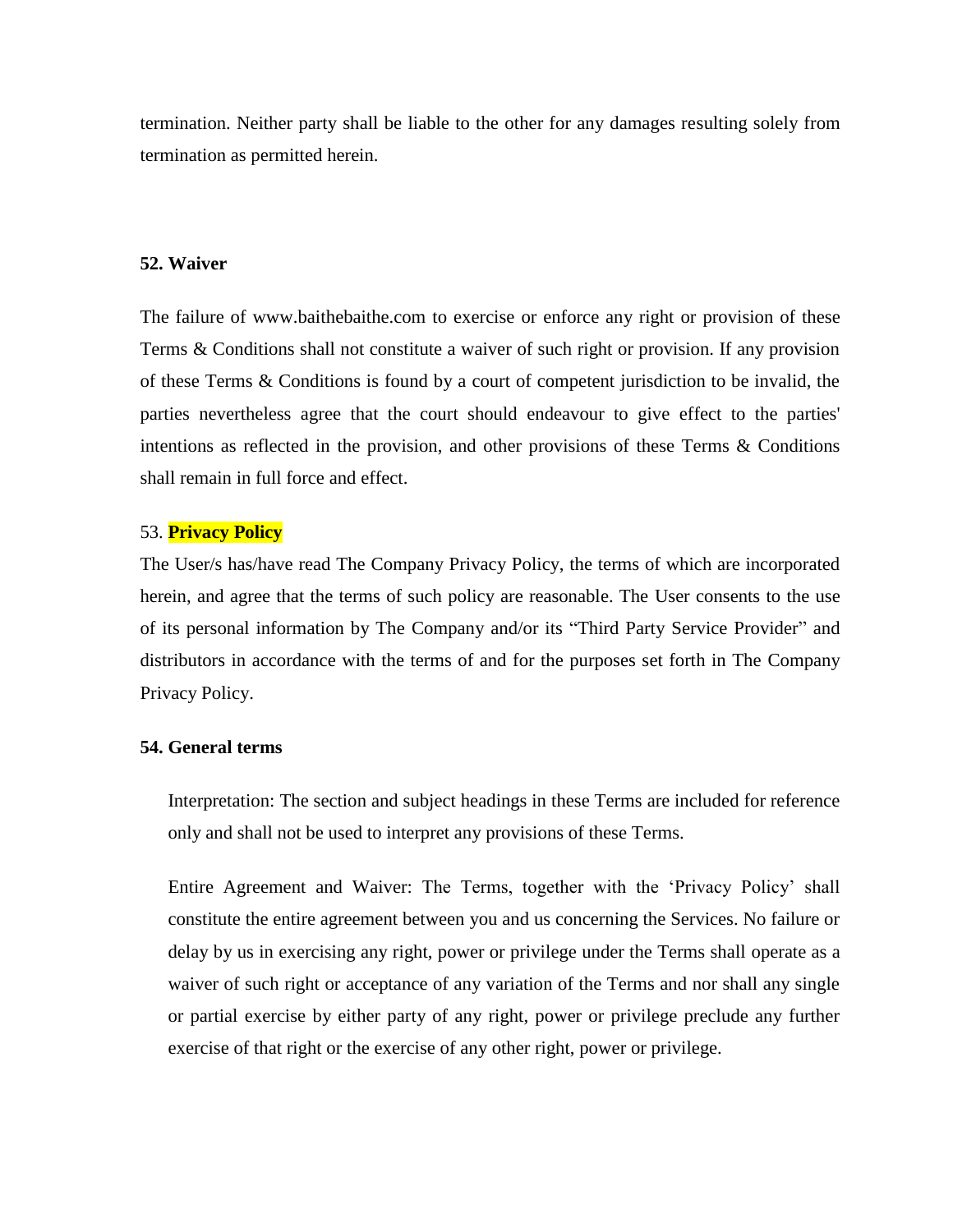termination. Neither party shall be liable to the other for any damages resulting solely from termination as permitted herein.

**52. Waiver**

The failure of www.baithebaithe.com to exercise or enforce any right or provision of these Terms & Conditions shall not constitute a waiver of such right or provision. If any provision of these Terms & Conditions is found by a court of competent jurisdiction to be invalid, the parties nevertheless agree that the court should endeavour to give effect to the parties' intentions as reflected in the provision, and other provisions of these Terms & Conditions shall remain in full force and effect.

53. **Privacy Policy**

The User/s has/have read The Company Privacy Policy, the terms of which are incorporated herein, and agree that the terms of such policy are reasonable. The User consents to the use of its personal information by The Company and/or its "Third Party Service Provider" and distributors in accordance with the terms of and for the purposes set forth in The Company Privacy Policy.

**54. General terms**

Interpretation: The section and subject headings in these Terms are included for reference only and shall not be used to interpret any provisions of these Terms.

Entire Agreement and Waiver: The Terms, together with the 'Privacy Policy' shall constitute the entire agreement between you and us concerning the Services. No failure or delay by us in exercising any right, power or privilege under the Terms shall operate as a waiver of such right or acceptance of any variation of the Terms and nor shall any single or partial exercise by either party of any right, power or privilege preclude any further exercise of that right or the exercise of any other right, power or privilege.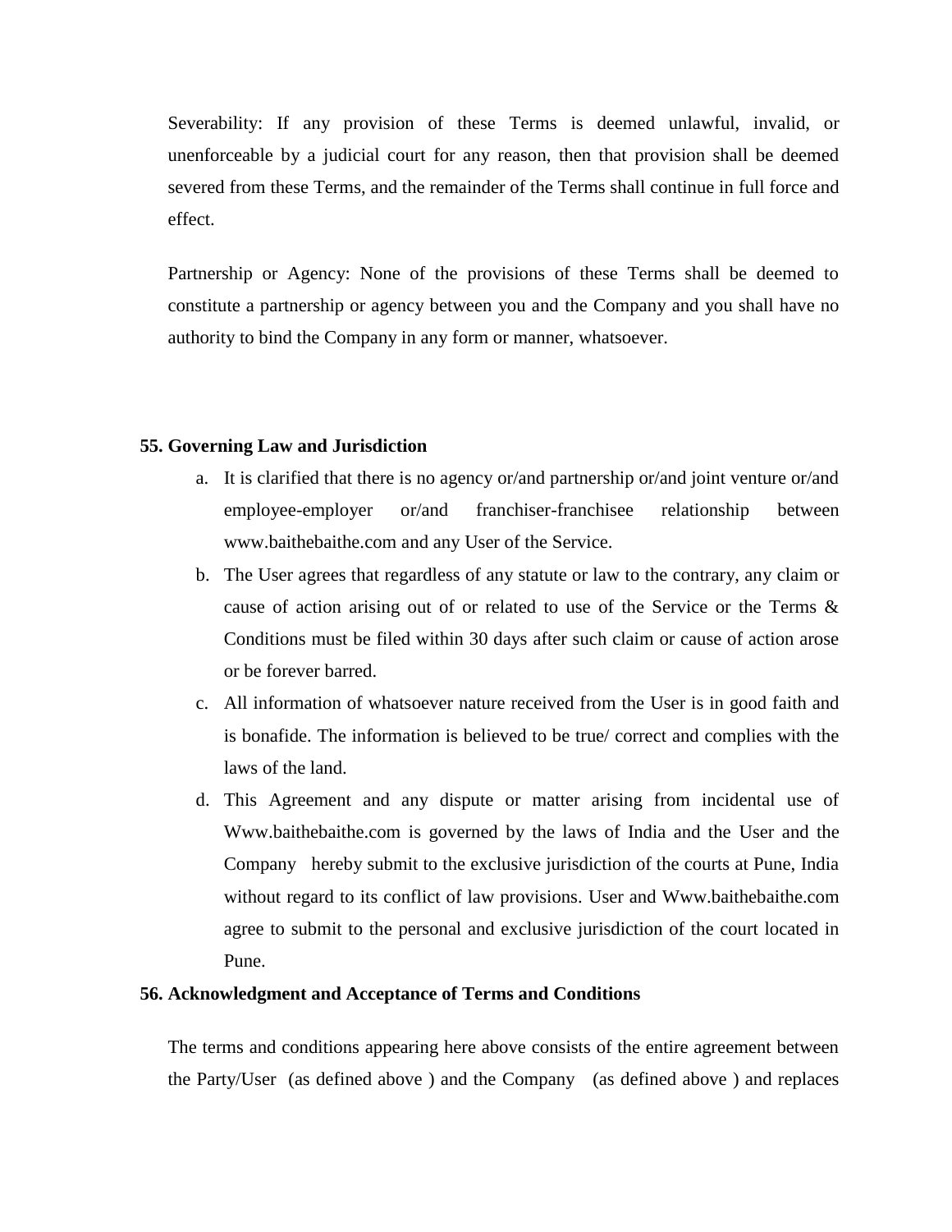Severability: If any provision of these Terms is deemed unlawful, invalid, or unenforceable by a judicial court for any reason, then that provision shall be deemed severed from these Terms, and the remainder of the Terms shall continue in full force and effect.

Partnership or Agency: None of the provisions of these Terms shall be deemed to constitute a partnership or agency between you and the Company and you shall have no authority to bind the Company in any form or manner, whatsoever.

**55. Governing Law and Jurisdiction**

a. It is clarified that there is no agency or/and partnership or/and joint venture or/and employee-employer or/and franchiser-franchisee relationship between www.baithebaithe.com and any User of the Service.
b. The User agrees that regardless of any statute or law to the contrary, any claim or cause of action arising out of or related to use of the Service or the Terms & Conditions must be filed within 30 days after such claim or cause of action arose or be forever barred.
c. All information of whatsoever nature received from the User is in good faith and is bonafide. The information is believed to be true/ correct and complies with the laws of the land.
d. This Agreement and any dispute or matter arising from incidental use of Www.baithebaithe.com is governed by the laws of India and the User and the Company hereby submit to the exclusive jurisdiction of the courts at Pune, India without regard to its conflict of law provisions. User and Www.baithebaithe.com agree to submit to the personal and exclusive jurisdiction of the court located in Pune.

**56. Acknowledgment and Acceptance of Terms and Conditions**

The terms and conditions appearing here above consists of the entire agreement between the Party/User (as defined above ) and the Company (as defined above ) and replaces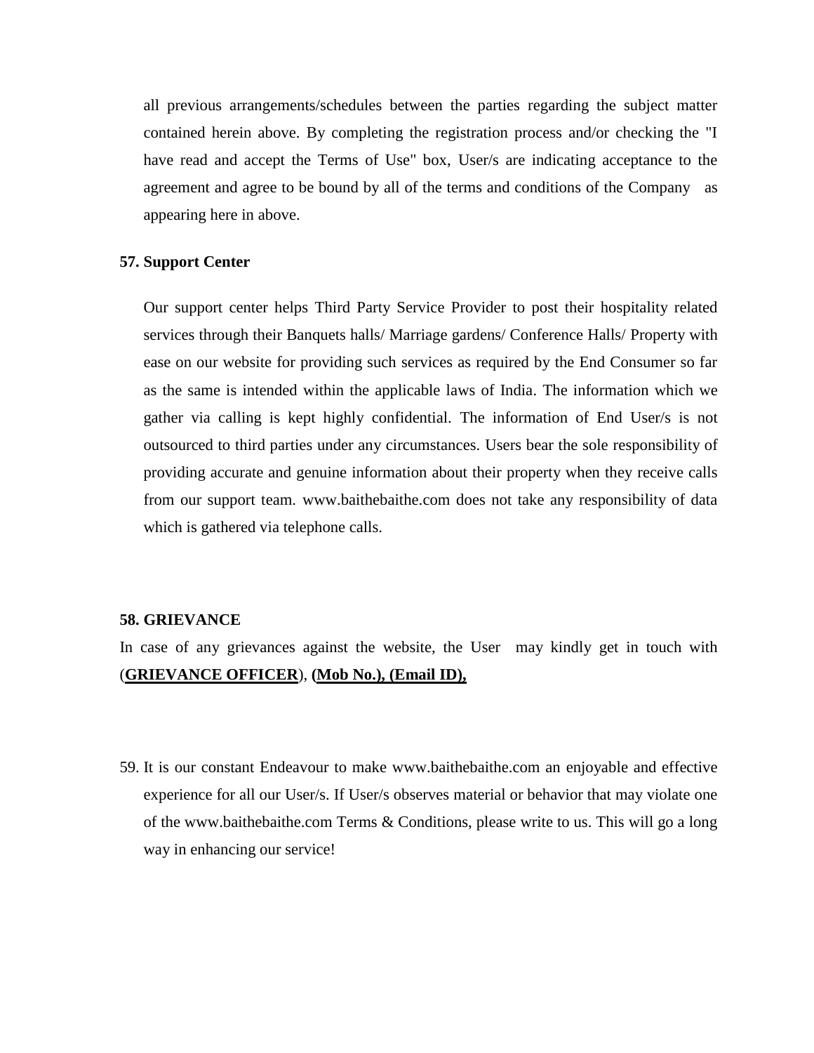all previous arrangements/schedules between the parties regarding the subject matter contained herein above. By completing the registration process and/or checking the "I have read and accept the Terms of Use" box, User/s are indicating acceptance to the agreement and agree to be bound by all of the terms and conditions of the Company as appearing here in above.

**57. Support Center**

Our support center helps Third Party Service Provider to post their hospitality related services through their Banquets halls/ Marriage gardens/ Conference Halls/ Property with ease on our website for providing such services as required by the End Consumer so far as the same is intended within the applicable laws of India. The information which we gather via calling is kept highly confidential. The information of End User/s is not outsourced to third parties under any circumstances. Users bear the sole responsibility of providing accurate and genuine information about their property when they receive calls from our support team. www.baithebaithe.com does not take any responsibility of data which is gathered via telephone calls.

**58. GRIEVANCE**

In case of any grievances against the website, the User may kindly get in touch with (**GRIEVANCE OFFICER**), **(Mob No.), (Email ID),**

59. It is our constant Endeavour to make www.baithebaithe.com an enjoyable and effective experience for all our User/s. If User/s observes material or behavior that may violate one of the www.baithebaithe.com Terms & Conditions, please write to us. This will go a long way in enhancing our service!